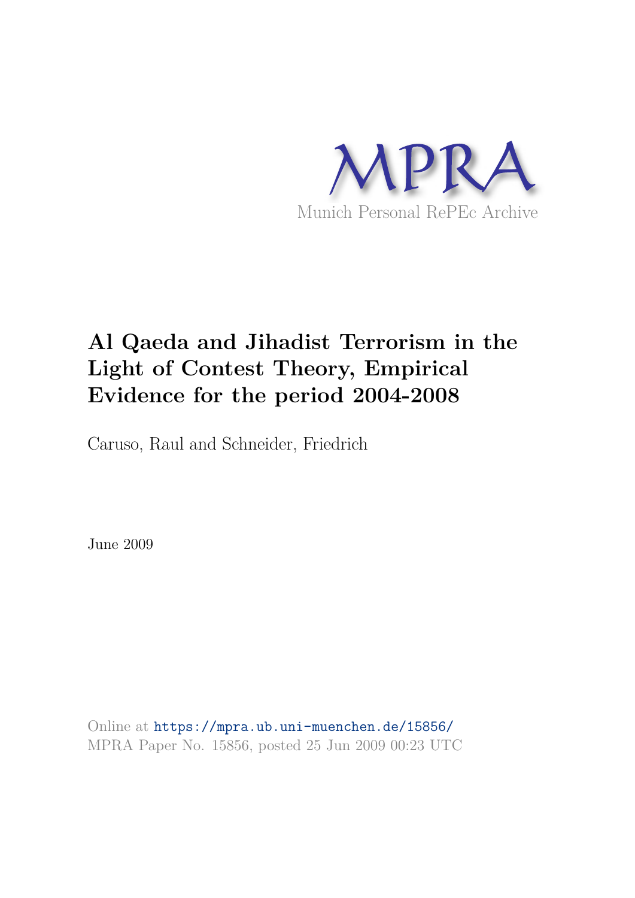MPRA

Munich Personal RePEc Archive

# Al Qaeda and Jihadist Terrorism in the Light of Contest Theory, Empirical Evidence for the period 2004-2008

Caruso, Raul and Schneider, Friedrich

June 2009

Online at https://mpra.ub.uni-muenchen.de/15856/
MPRA Paper No. 15856, posted 25 Jun 2009 00:23 UTC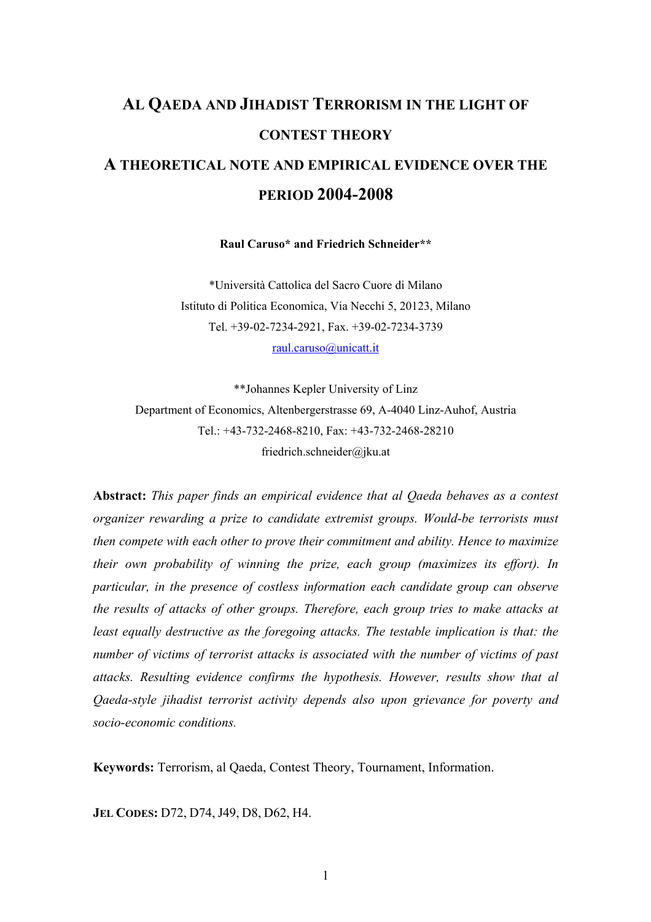# AL QAEDA AND JIHADIST TERRORISM IN THE LIGHT OF CONTEST THEORY

## A THEORETICAL NOTE AND EMPIRICAL EVIDENCE OVER THE PERIOD 2004-2008

**Raul Caruso\* and Friedrich Schneider\*\***

\*Università Cattolica del Sacro Cuore di Milano
Istituto di Politica Economica, Via Necchi 5, 20123, Milano
Tel. +39-02-7234-2921, Fax. +39-02-7234-3739
raul.caruso@unicatt.it

\*\*Johannes Kepler University of Linz
Department of Economics, Altenbergerstrasse 69, A-4040 Linz-Auhof, Austria
Tel.: +43-732-2468-8210, Fax: +43-732-2468-28210
friedrich.schneider@jku.at

**Abstract:** *This paper finds an empirical evidence that al Qaeda behaves as a contest organizer rewarding a prize to candidate extremist groups. Would-be terrorists must then compete with each other to prove their commitment and ability. Hence to maximize their own probability of winning the prize, each group (maximizes its effort). In particular, in the presence of costless information each candidate group can observe the results of attacks of other groups. Therefore, each group tries to make attacks at least equally destructive as the foregoing attacks. The testable implication is that: the number of victims of terrorist attacks is associated with the number of victims of past attacks. Resulting evidence confirms the hypothesis. However, results show that al Qaeda-style jihadist terrorist activity depends also upon grievance for poverty and socio-economic conditions.*

**Keywords:** Terrorism, al Qaeda, Contest Theory, Tournament, Information.

**JEL CODES:** D72, D74, J49, D8, D62, H4.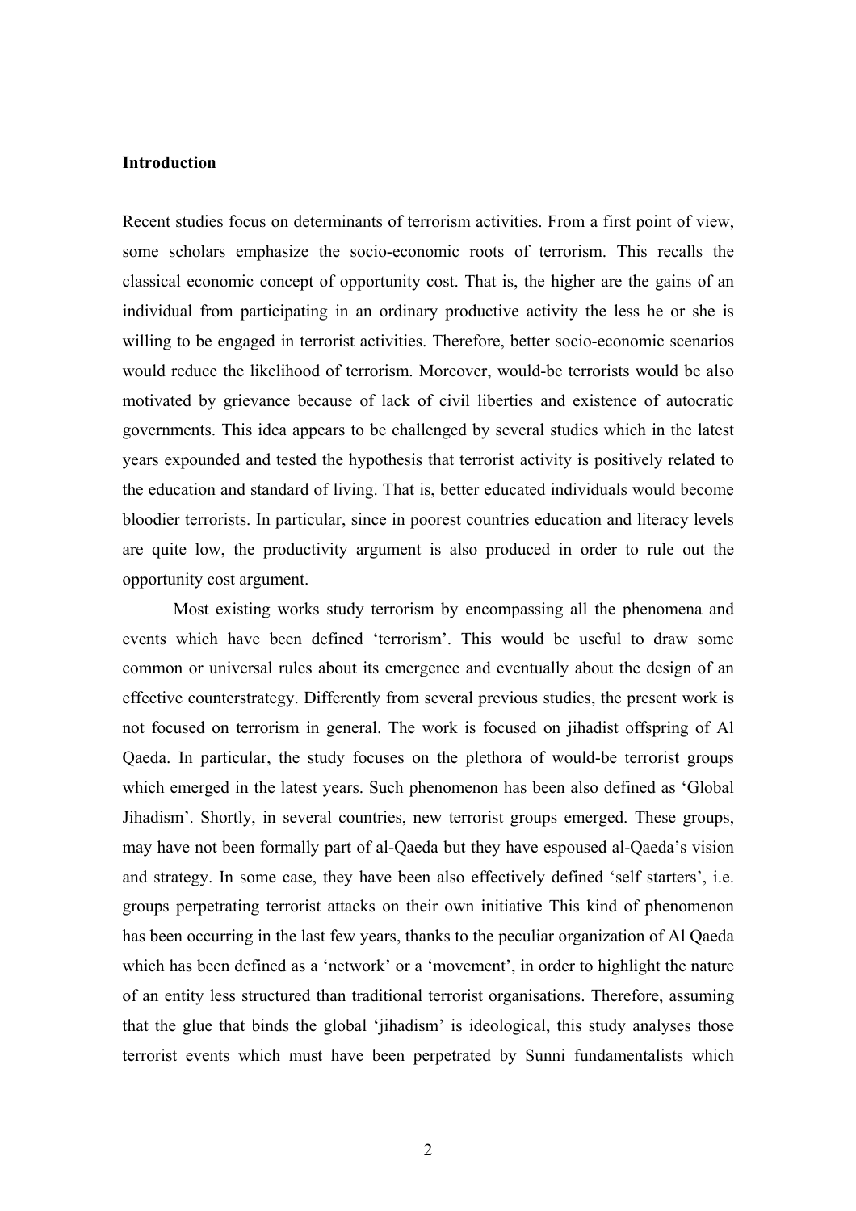**Introduction**

Recent studies focus on determinants of terrorism activities. From a first point of view, some scholars emphasize the socio-economic roots of terrorism. This recalls the classical economic concept of opportunity cost. That is, the higher are the gains of an individual from participating in an ordinary productive activity the less he or she is willing to be engaged in terrorist activities. Therefore, better socio-economic scenarios would reduce the likelihood of terrorism. Moreover, would-be terrorists would be also motivated by grievance because of lack of civil liberties and existence of autocratic governments. This idea appears to be challenged by several studies which in the latest years expounded and tested the hypothesis that terrorist activity is positively related to the education and standard of living. That is, better educated individuals would become bloodier terrorists. In particular, since in poorest countries education and literacy levels are quite low, the productivity argument is also produced in order to rule out the opportunity cost argument.

Most existing works study terrorism by encompassing all the phenomena and events which have been defined 'terrorism'. This would be useful to draw some common or universal rules about its emergence and eventually about the design of an effective counterstrategy. Differently from several previous studies, the present work is not focused on terrorism in general. The work is focused on jihadist offspring of Al Qaeda. In particular, the study focuses on the plethora of would-be terrorist groups which emerged in the latest years. Such phenomenon has been also defined as 'Global Jihadism'. Shortly, in several countries, new terrorist groups emerged. These groups, may have not been formally part of al-Qaeda but they have espoused al-Qaeda's vision and strategy. In some case, they have been also effectively defined 'self starters', i.e. groups perpetrating terrorist attacks on their own initiative This kind of phenomenon has been occurring in the last few years, thanks to the peculiar organization of Al Qaeda which has been defined as a 'network' or a 'movement', in order to highlight the nature of an entity less structured than traditional terrorist organisations. Therefore, assuming that the glue that binds the global 'jihadism' is ideological, this study analyses those terrorist events which must have been perpetrated by Sunni fundamentalists which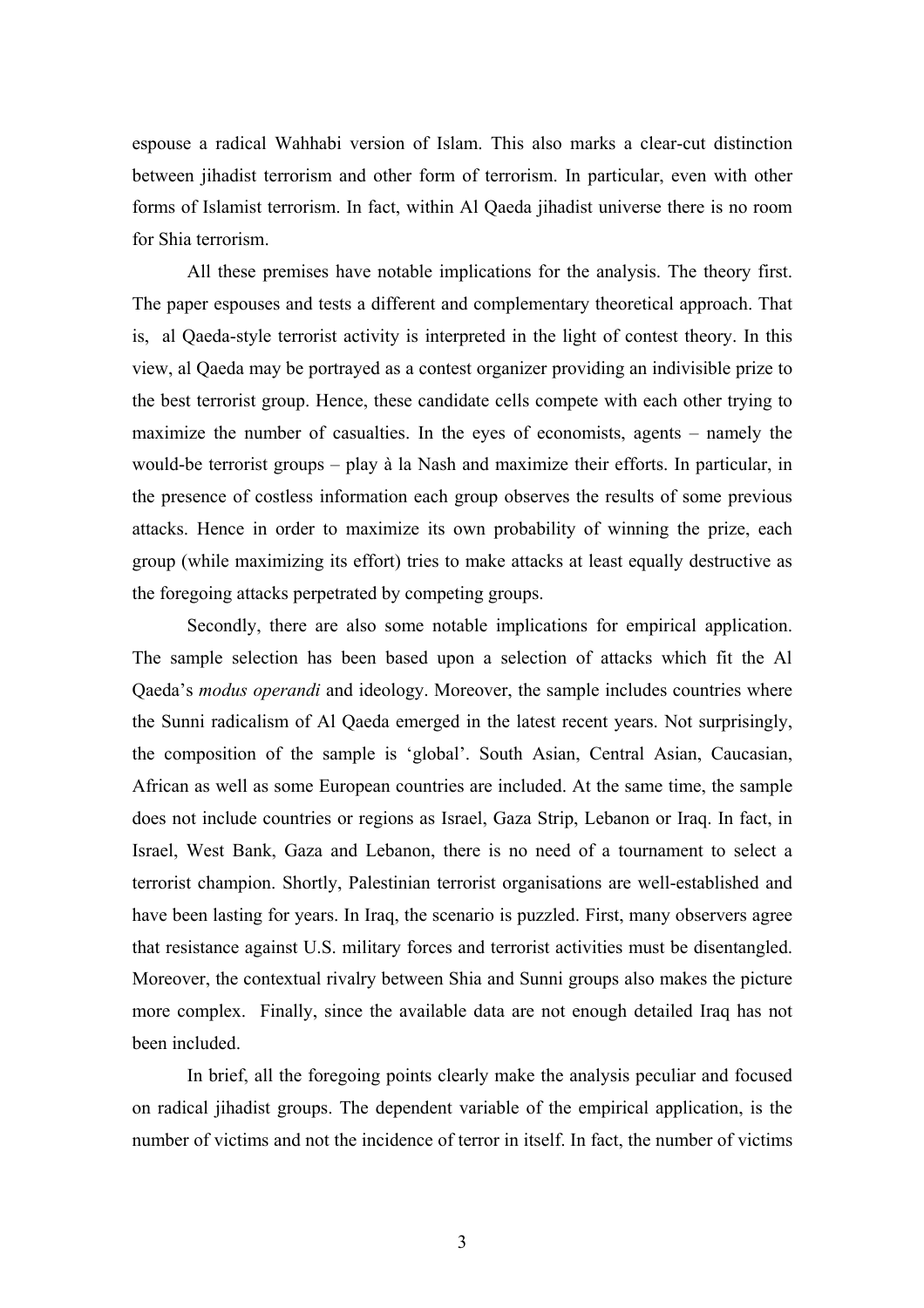espouse a radical Wahhabi version of Islam. This also marks a clear-cut distinction between jihadist terrorism and other form of terrorism. In particular, even with other forms of Islamist terrorism. In fact, within Al Qaeda jihadist universe there is no room for Shia terrorism.

All these premises have notable implications for the analysis. The theory first. The paper espouses and tests a different and complementary theoretical approach. That is, al Qaeda-style terrorist activity is interpreted in the light of contest theory. In this view, al Qaeda may be portrayed as a contest organizer providing an indivisible prize to the best terrorist group. Hence, these candidate cells compete with each other trying to maximize the number of casualties. In the eyes of economists, agents – namely the would-be terrorist groups – play à la Nash and maximize their efforts. In particular, in the presence of costless information each group observes the results of some previous attacks. Hence in order to maximize its own probability of winning the prize, each group (while maximizing its effort) tries to make attacks at least equally destructive as the foregoing attacks perpetrated by competing groups.

Secondly, there are also some notable implications for empirical application. The sample selection has been based upon a selection of attacks which fit the Al Qaeda's *modus operandi* and ideology. Moreover, the sample includes countries where the Sunni radicalism of Al Qaeda emerged in the latest recent years. Not surprisingly, the composition of the sample is 'global'. South Asian, Central Asian, Caucasian, African as well as some European countries are included. At the same time, the sample does not include countries or regions as Israel, Gaza Strip, Lebanon or Iraq. In fact, in Israel, West Bank, Gaza and Lebanon, there is no need of a tournament to select a terrorist champion. Shortly, Palestinian terrorist organisations are well-established and have been lasting for years. In Iraq, the scenario is puzzled. First, many observers agree that resistance against U.S. military forces and terrorist activities must be disentangled. Moreover, the contextual rivalry between Shia and Sunni groups also makes the picture more complex. Finally, since the available data are not enough detailed Iraq has not been included.

In brief, all the foregoing points clearly make the analysis peculiar and focused on radical jihadist groups. The dependent variable of the empirical application, is the number of victims and not the incidence of terror in itself. In fact, the number of victims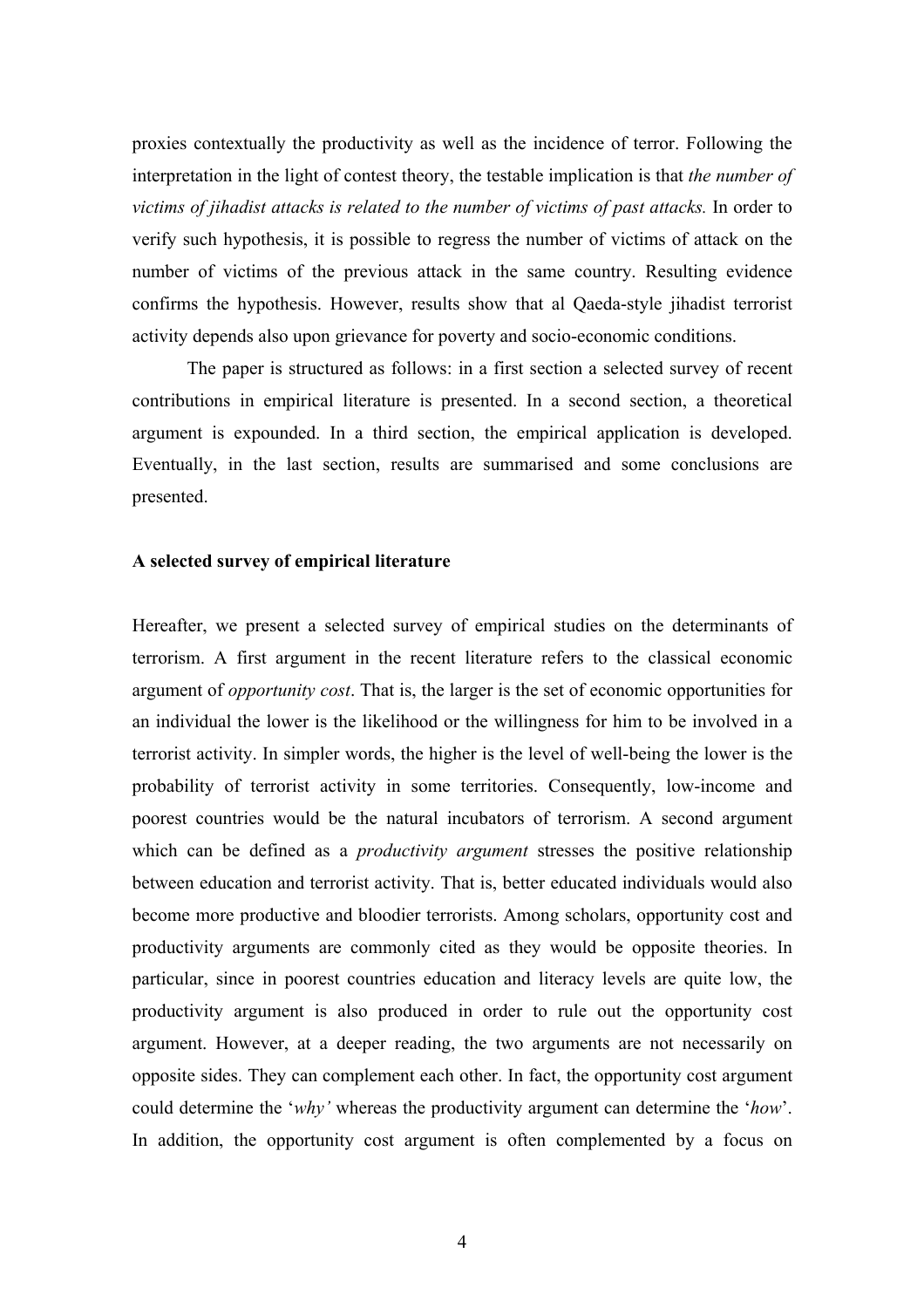proxies contextually the productivity as well as the incidence of terror. Following the interpretation in the light of contest theory, the testable implication is that *the number of victims of jihadist attacks is related to the number of victims of past attacks.* In order to verify such hypothesis, it is possible to regress the number of victims of attack on the number of victims of the previous attack in the same country. Resulting evidence confirms the hypothesis. However, results show that al Qaeda-style jihadist terrorist activity depends also upon grievance for poverty and socio-economic conditions.

The paper is structured as follows: in a first section a selected survey of recent contributions in empirical literature is presented. In a second section, a theoretical argument is expounded. In a third section, the empirical application is developed. Eventually, in the last section, results are summarised and some conclusions are presented.

## A selected survey of empirical literature

Hereafter, we present a selected survey of empirical studies on the determinants of terrorism. A first argument in the recent literature refers to the classical economic argument of *opportunity cost*. That is, the larger is the set of economic opportunities for an individual the lower is the likelihood or the willingness for him to be involved in a terrorist activity. In simpler words, the higher is the level of well-being the lower is the probability of terrorist activity in some territories. Consequently, low-income and poorest countries would be the natural incubators of terrorism. A second argument which can be defined as a *productivity argument* stresses the positive relationship between education and terrorist activity. That is, better educated individuals would also become more productive and bloodier terrorists. Among scholars, opportunity cost and productivity arguments are commonly cited as they would be opposite theories. In particular, since in poorest countries education and literacy levels are quite low, the productivity argument is also produced in order to rule out the opportunity cost argument. However, at a deeper reading, the two arguments are not necessarily on opposite sides. They can complement each other. In fact, the opportunity cost argument could determine the '*why'* whereas the productivity argument can determine the '*how*'. In addition, the opportunity cost argument is often complemented by a focus on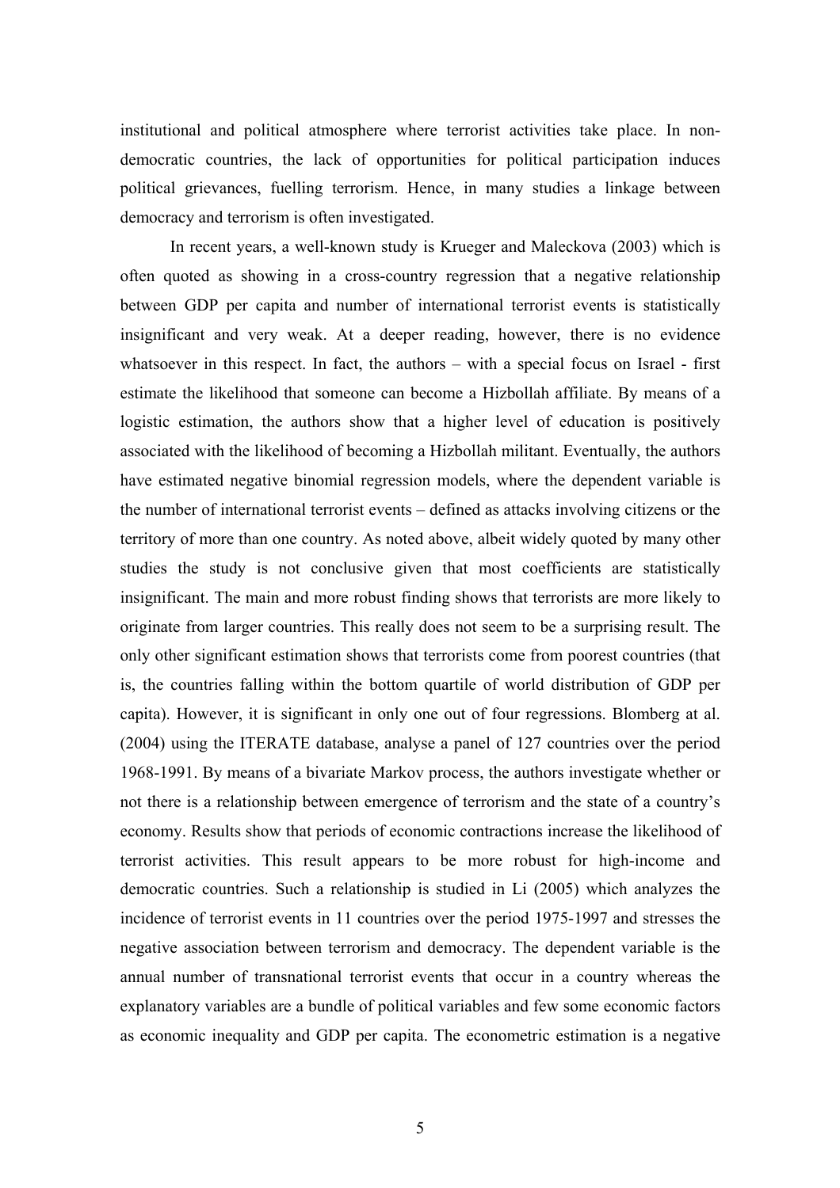institutional and political atmosphere where terrorist activities take place. In non-democratic countries, the lack of opportunities for political participation induces political grievances, fuelling terrorism. Hence, in many studies a linkage between democracy and terrorism is often investigated.

In recent years, a well-known study is Krueger and Maleckova (2003) which is often quoted as showing in a cross-country regression that a negative relationship between GDP per capita and number of international terrorist events is statistically insignificant and very weak. At a deeper reading, however, there is no evidence whatsoever in this respect. In fact, the authors – with a special focus on Israel - first estimate the likelihood that someone can become a Hizbollah affiliate. By means of a logistic estimation, the authors show that a higher level of education is positively associated with the likelihood of becoming a Hizbollah militant. Eventually, the authors have estimated negative binomial regression models, where the dependent variable is the number of international terrorist events – defined as attacks involving citizens or the territory of more than one country. As noted above, albeit widely quoted by many other studies the study is not conclusive given that most coefficients are statistically insignificant. The main and more robust finding shows that terrorists are more likely to originate from larger countries. This really does not seem to be a surprising result. The only other significant estimation shows that terrorists come from poorest countries (that is, the countries falling within the bottom quartile of world distribution of GDP per capita). However, it is significant in only one out of four regressions. Blomberg at al. (2004) using the ITERATE database, analyse a panel of 127 countries over the period 1968-1991. By means of a bivariate Markov process, the authors investigate whether or not there is a relationship between emergence of terrorism and the state of a country's economy. Results show that periods of economic contractions increase the likelihood of terrorist activities. This result appears to be more robust for high-income and democratic countries. Such a relationship is studied in Li (2005) which analyzes the incidence of terrorist events in 11 countries over the period 1975-1997 and stresses the negative association between terrorism and democracy. The dependent variable is the annual number of transnational terrorist events that occur in a country whereas the explanatory variables are a bundle of political variables and few some economic factors as economic inequality and GDP per capita. The econometric estimation is a negative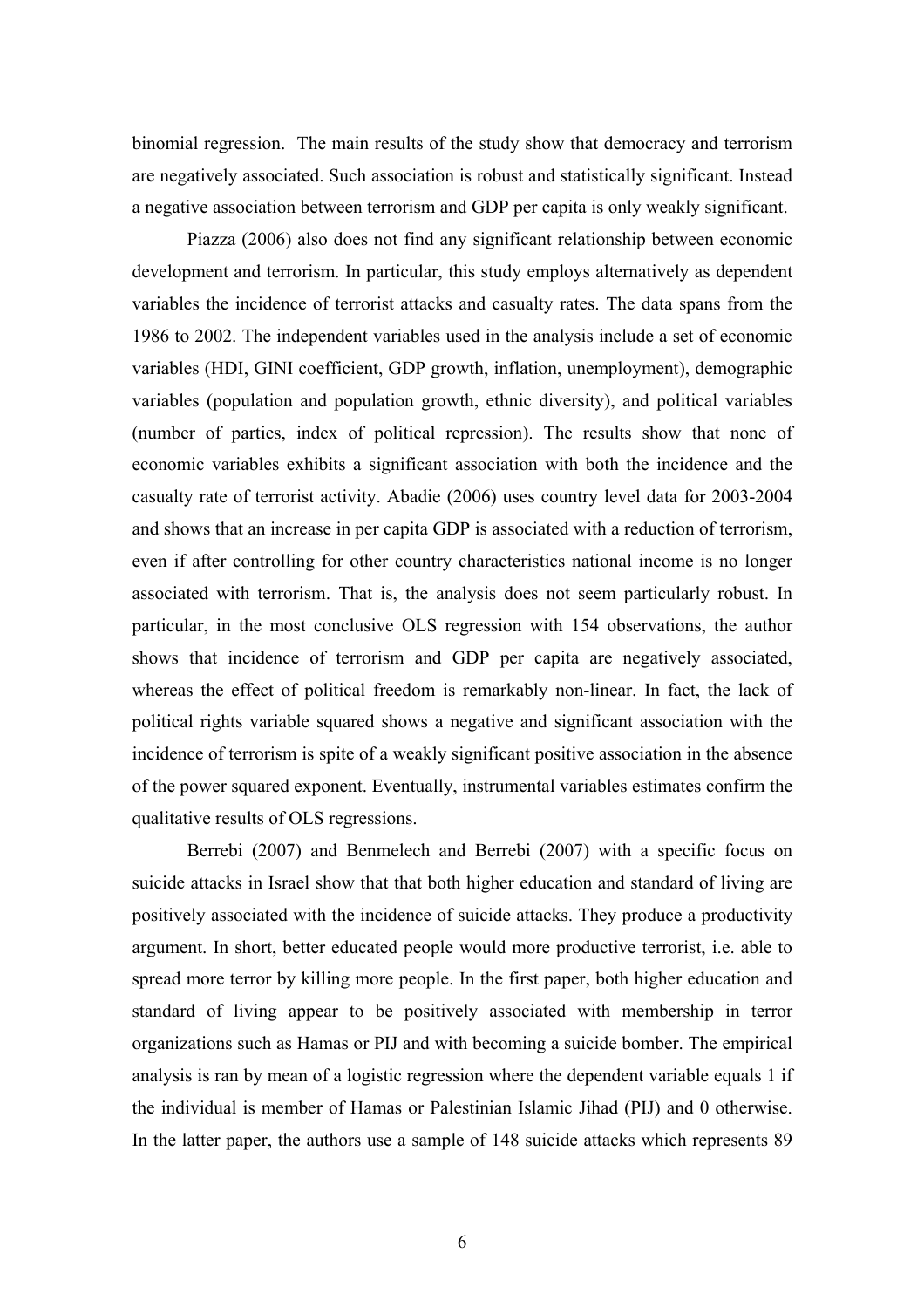binomial regression. The main results of the study show that democracy and terrorism are negatively associated. Such association is robust and statistically significant. Instead a negative association between terrorism and GDP per capita is only weakly significant.

Piazza (2006) also does not find any significant relationship between economic development and terrorism. In particular, this study employs alternatively as dependent variables the incidence of terrorist attacks and casualty rates. The data spans from the 1986 to 2002. The independent variables used in the analysis include a set of economic variables (HDI, GINI coefficient, GDP growth, inflation, unemployment), demographic variables (population and population growth, ethnic diversity), and political variables (number of parties, index of political repression). The results show that none of economic variables exhibits a significant association with both the incidence and the casualty rate of terrorist activity. Abadie (2006) uses country level data for 2003-2004 and shows that an increase in per capita GDP is associated with a reduction of terrorism, even if after controlling for other country characteristics national income is no longer associated with terrorism. That is, the analysis does not seem particularly robust. In particular, in the most conclusive OLS regression with 154 observations, the author shows that incidence of terrorism and GDP per capita are negatively associated, whereas the effect of political freedom is remarkably non-linear. In fact, the lack of political rights variable squared shows a negative and significant association with the incidence of terrorism is spite of a weakly significant positive association in the absence of the power squared exponent. Eventually, instrumental variables estimates confirm the qualitative results of OLS regressions.

Berrebi (2007) and Benmelech and Berrebi (2007) with a specific focus on suicide attacks in Israel show that that both higher education and standard of living are positively associated with the incidence of suicide attacks. They produce a productivity argument. In short, better educated people would more productive terrorist, i.e. able to spread more terror by killing more people. In the first paper, both higher education and standard of living appear to be positively associated with membership in terror organizations such as Hamas or PIJ and with becoming a suicide bomber. The empirical analysis is ran by mean of a logistic regression where the dependent variable equals 1 if the individual is member of Hamas or Palestinian Islamic Jihad (PIJ) and 0 otherwise. In the latter paper, the authors use a sample of 148 suicide attacks which represents 89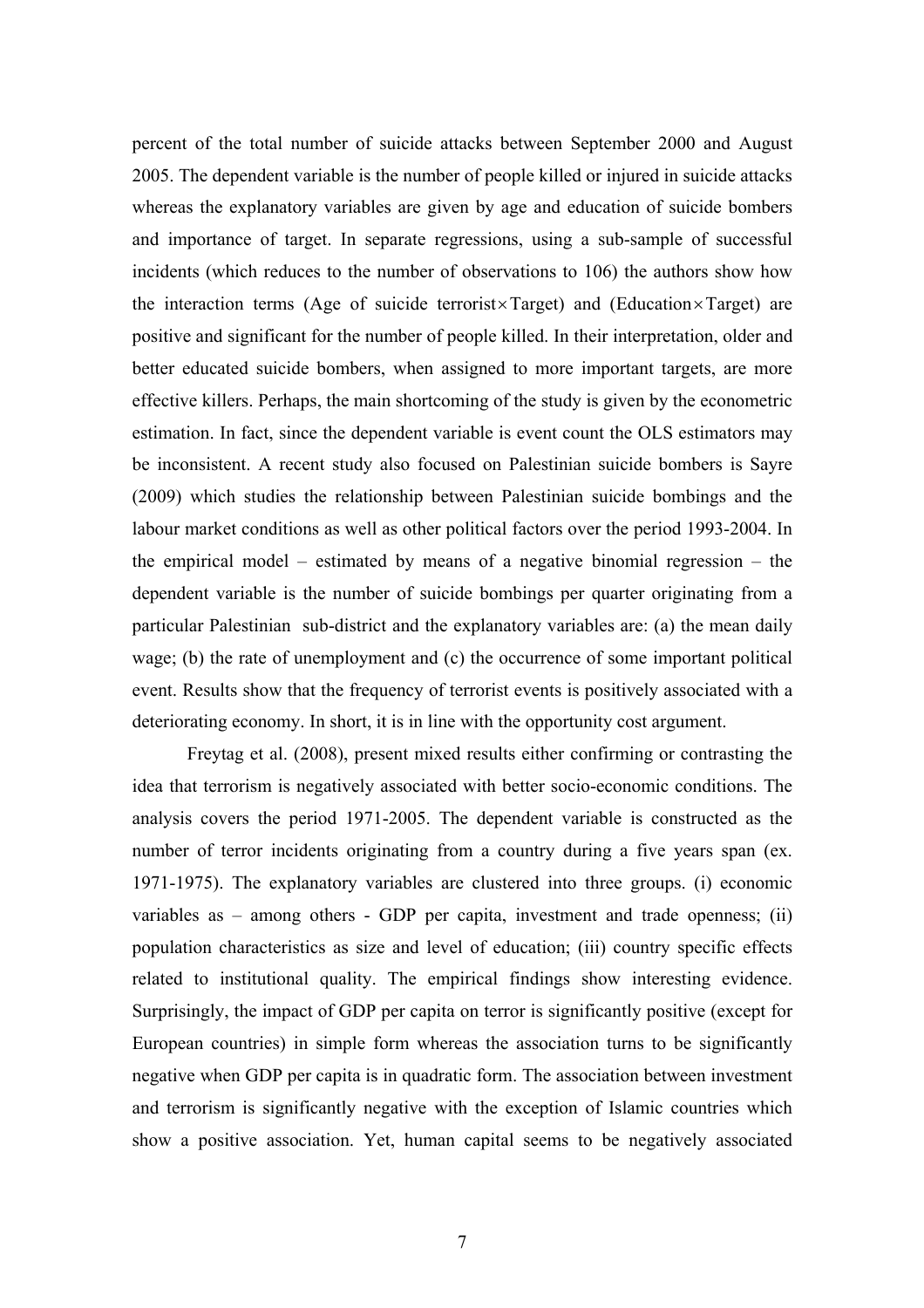percent of the total number of suicide attacks between September 2000 and August 2005. The dependent variable is the number of people killed or injured in suicide attacks whereas the explanatory variables are given by age and education of suicide bombers and importance of target. In separate regressions, using a sub-sample of successful incidents (which reduces to the number of observations to 106) the authors show how the interaction terms (Age of suicide terrorist$\times$Target) and (Education$\times$Target) are positive and significant for the number of people killed. In their interpretation, older and better educated suicide bombers, when assigned to more important targets, are more effective killers. Perhaps, the main shortcoming of the study is given by the econometric estimation. In fact, since the dependent variable is event count the OLS estimators may be inconsistent. A recent study also focused on Palestinian suicide bombers is Sayre (2009) which studies the relationship between Palestinian suicide bombings and the labour market conditions as well as other political factors over the period 1993-2004. In the empirical model – estimated by means of a negative binomial regression – the dependent variable is the number of suicide bombings per quarter originating from a particular Palestinian sub-district and the explanatory variables are: (a) the mean daily wage; (b) the rate of unemployment and (c) the occurrence of some important political event. Results show that the frequency of terrorist events is positively associated with a deteriorating economy. In short, it is in line with the opportunity cost argument.

Freytag et al. (2008), present mixed results either confirming or contrasting the idea that terrorism is negatively associated with better socio-economic conditions. The analysis covers the period 1971-2005. The dependent variable is constructed as the number of terror incidents originating from a country during a five years span (ex. 1971-1975). The explanatory variables are clustered into three groups. (i) economic variables as – among others - GDP per capita, investment and trade openness; (ii) population characteristics as size and level of education; (iii) country specific effects related to institutional quality. The empirical findings show interesting evidence. Surprisingly, the impact of GDP per capita on terror is significantly positive (except for European countries) in simple form whereas the association turns to be significantly negative when GDP per capita is in quadratic form. The association between investment and terrorism is significantly negative with the exception of Islamic countries which show a positive association. Yet, human capital seems to be negatively associated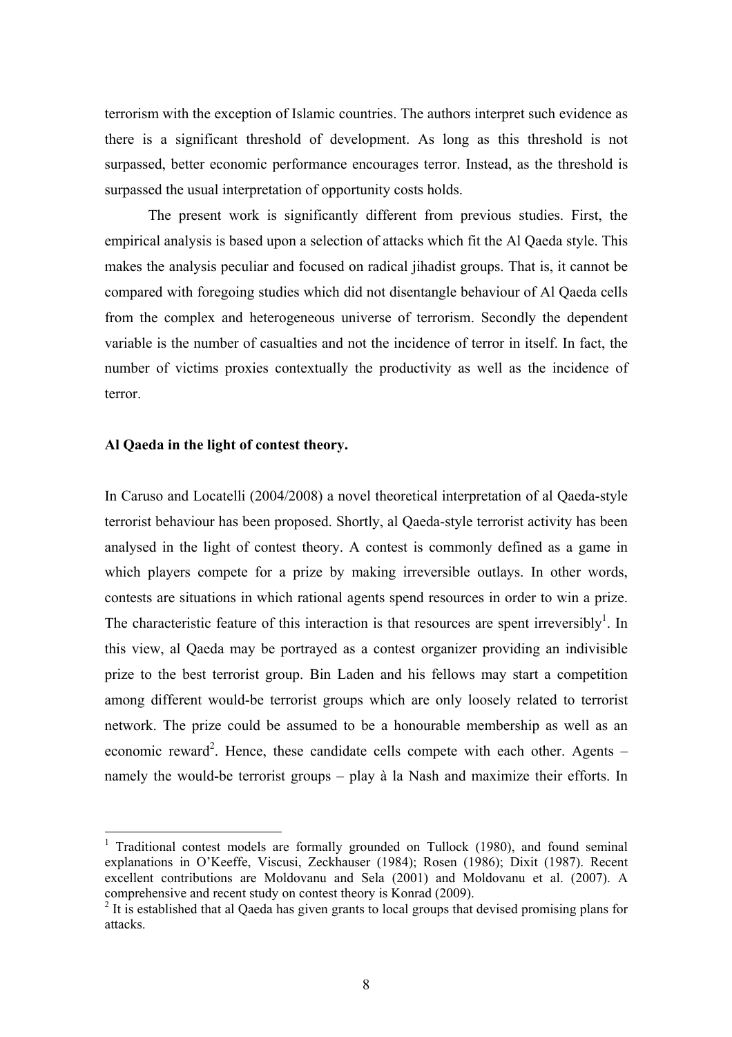terrorism with the exception of Islamic countries. The authors interpret such evidence as there is a significant threshold of development. As long as this threshold is not surpassed, better economic performance encourages terror. Instead, as the threshold is surpassed the usual interpretation of opportunity costs holds.

The present work is significantly different from previous studies. First, the empirical analysis is based upon a selection of attacks which fit the Al Qaeda style. This makes the analysis peculiar and focused on radical jihadist groups. That is, it cannot be compared with foregoing studies which did not disentangle behaviour of Al Qaeda cells from the complex and heterogeneous universe of terrorism. Secondly the dependent variable is the number of casualties and not the incidence of terror in itself. In fact, the number of victims proxies contextually the productivity as well as the incidence of terror.

**Al Qaeda in the light of contest theory.**

In Caruso and Locatelli (2004/2008) a novel theoretical interpretation of al Qaeda-style terrorist behaviour has been proposed. Shortly, al Qaeda-style terrorist activity has been analysed in the light of contest theory. A contest is commonly defined as a game in which players compete for a prize by making irreversible outlays. In other words, contests are situations in which rational agents spend resources in order to win a prize. The characteristic feature of this interaction is that resources are spent irreversibly[1]. In this view, al Qaeda may be portrayed as a contest organizer providing an indivisible prize to the best terrorist group. Bin Laden and his fellows may start a competition among different would-be terrorist groups which are only loosely related to terrorist network. The prize could be assumed to be a honourable membership as well as an economic reward[2]. Hence, these candidate cells compete with each other. Agents – namely the would-be terrorist groups – play à la Nash and maximize their efforts. In

---

[1] Traditional contest models are formally grounded on Tullock (1980), and found seminal explanations in O'Keeffe, Viscusi, Zeckhauser (1984); Rosen (1986); Dixit (1987). Recent excellent contributions are Moldovanu and Sela (2001) and Moldovanu et al. (2007). A comprehensive and recent study on contest theory is Konrad (2009).

[2] It is established that al Qaeda has given grants to local groups that devised promising plans for attacks.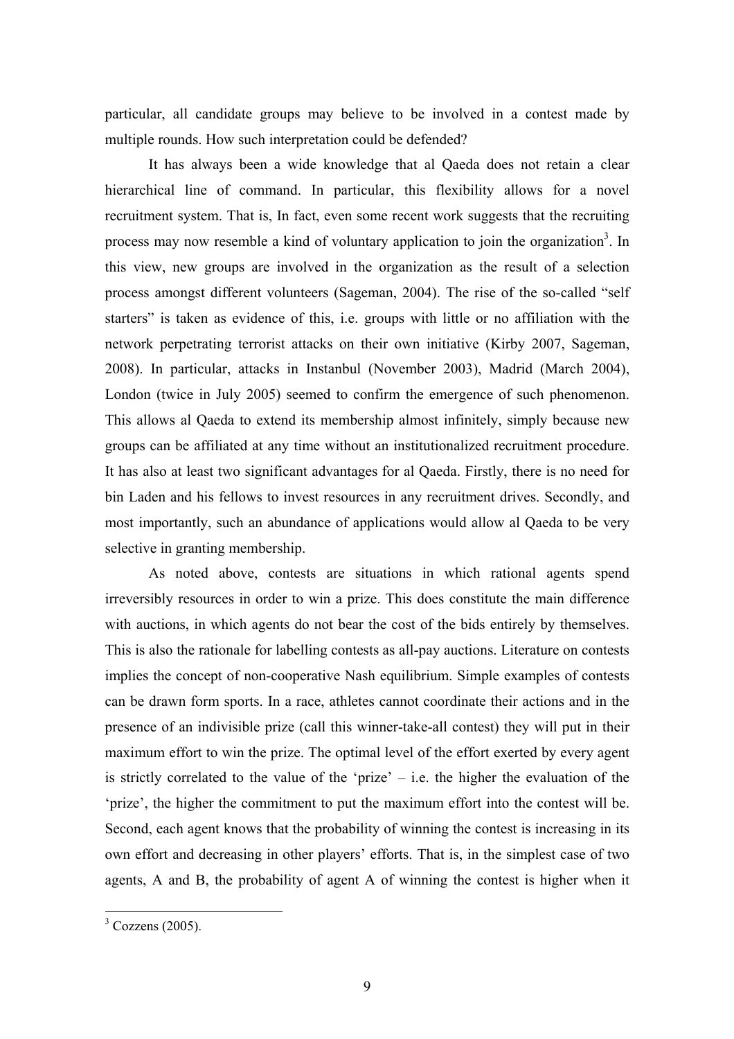particular, all candidate groups may believe to be involved in a contest made by multiple rounds. How such interpretation could be defended?

It has always been a wide knowledge that al Qaeda does not retain a clear hierarchical line of command. In particular, this flexibility allows for a novel recruitment system. That is, In fact, even some recent work suggests that the recruiting process may now resemble a kind of voluntary application to join the organization[3]. In this view, new groups are involved in the organization as the result of a selection process amongst different volunteers (Sageman, 2004). The rise of the so-called "self starters" is taken as evidence of this, i.e. groups with little or no affiliation with the network perpetrating terrorist attacks on their own initiative (Kirby 2007, Sageman, 2008). In particular, attacks in Instanbul (November 2003), Madrid (March 2004), London (twice in July 2005) seemed to confirm the emergence of such phenomenon. This allows al Qaeda to extend its membership almost infinitely, simply because new groups can be affiliated at any time without an institutionalized recruitment procedure. It has also at least two significant advantages for al Qaeda. Firstly, there is no need for bin Laden and his fellows to invest resources in any recruitment drives. Secondly, and most importantly, such an abundance of applications would allow al Qaeda to be very selective in granting membership.

As noted above, contests are situations in which rational agents spend irreversibly resources in order to win a prize. This does constitute the main difference with auctions, in which agents do not bear the cost of the bids entirely by themselves. This is also the rationale for labelling contests as all-pay auctions. Literature on contests implies the concept of non-cooperative Nash equilibrium. Simple examples of contests can be drawn form sports. In a race, athletes cannot coordinate their actions and in the presence of an indivisible prize (call this winner-take-all contest) they will put in their maximum effort to win the prize. The optimal level of the effort exerted by every agent is strictly correlated to the value of the 'prize' – i.e. the higher the evaluation of the 'prize', the higher the commitment to put the maximum effort into the contest will be. Second, each agent knows that the probability of winning the contest is increasing in its own effort and decreasing in other players' efforts. That is, in the simplest case of two agents, A and B, the probability of agent A of winning the contest is higher when it

[3] Cozzens (2005).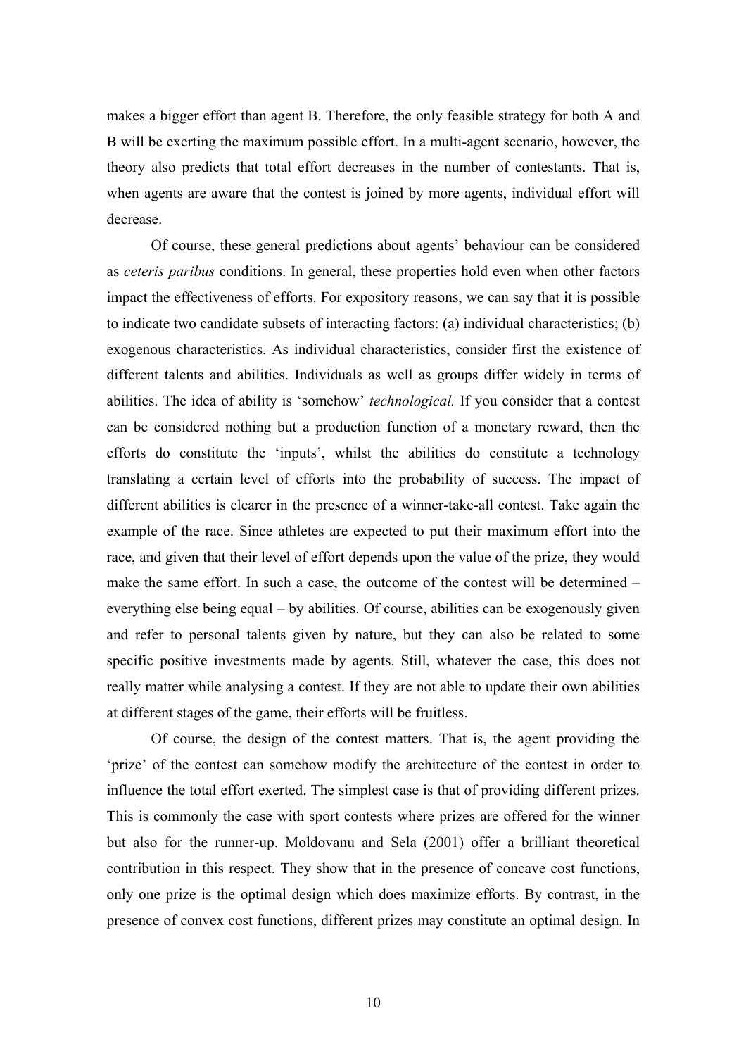makes a bigger effort than agent B. Therefore, the only feasible strategy for both A and B will be exerting the maximum possible effort. In a multi-agent scenario, however, the theory also predicts that total effort decreases in the number of contestants. That is, when agents are aware that the contest is joined by more agents, individual effort will decrease.

Of course, these general predictions about agents' behaviour can be considered as *ceteris paribus* conditions. In general, these properties hold even when other factors impact the effectiveness of efforts. For expository reasons, we can say that it is possible to indicate two candidate subsets of interacting factors: (a) individual characteristics; (b) exogenous characteristics. As individual characteristics, consider first the existence of different talents and abilities. Individuals as well as groups differ widely in terms of abilities. The idea of ability is 'somehow' *technological.* If you consider that a contest can be considered nothing but a production function of a monetary reward, then the efforts do constitute the 'inputs', whilst the abilities do constitute a technology translating a certain level of efforts into the probability of success. The impact of different abilities is clearer in the presence of a winner-take-all contest. Take again the example of the race. Since athletes are expected to put their maximum effort into the race, and given that their level of effort depends upon the value of the prize, they would make the same effort. In such a case, the outcome of the contest will be determined – everything else being equal – by abilities. Of course, abilities can be exogenously given and refer to personal talents given by nature, but they can also be related to some specific positive investments made by agents. Still, whatever the case, this does not really matter while analysing a contest. If they are not able to update their own abilities at different stages of the game, their efforts will be fruitless.

Of course, the design of the contest matters. That is, the agent providing the 'prize' of the contest can somehow modify the architecture of the contest in order to influence the total effort exerted. The simplest case is that of providing different prizes. This is commonly the case with sport contests where prizes are offered for the winner but also for the runner-up. Moldovanu and Sela (2001) offer a brilliant theoretical contribution in this respect. They show that in the presence of concave cost functions, only one prize is the optimal design which does maximize efforts. By contrast, in the presence of convex cost functions, different prizes may constitute an optimal design. In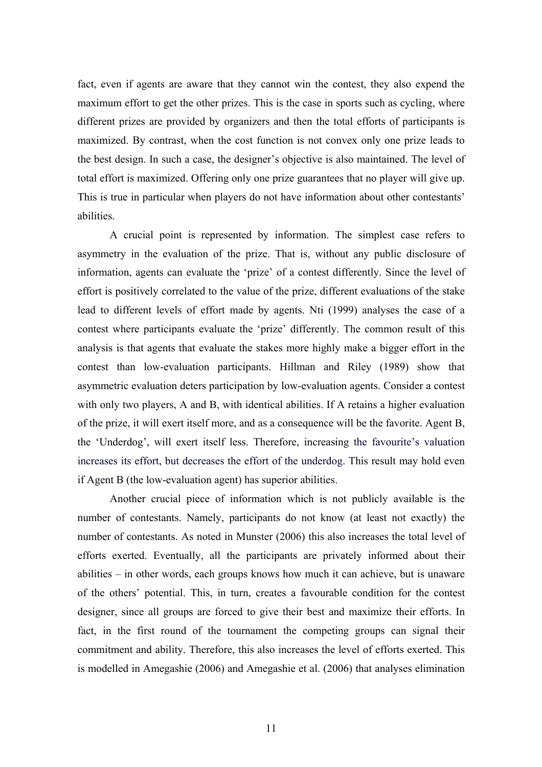fact, even if agents are aware that they cannot win the contest, they also expend the maximum effort to get the other prizes. This is the case in sports such as cycling, where different prizes are provided by organizers and then the total efforts of participants is maximized. By contrast, when the cost function is not convex only one prize leads to the best design. In such a case, the designer's objective is also maintained. The level of total effort is maximized. Offering only one prize guarantees that no player will give up. This is true in particular when players do not have information about other contestants' abilities.

A crucial point is represented by information. The simplest case refers to asymmetry in the evaluation of the prize. That is, without any public disclosure of information, agents can evaluate the 'prize' of a contest differently. Since the level of effort is positively correlated to the value of the prize, different evaluations of the stake lead to different levels of effort made by agents. Nti (1999) analyses the case of a contest where participants evaluate the 'prize' differently. The common result of this analysis is that agents that evaluate the stakes more highly make a bigger effort in the contest than low-evaluation participants. Hillman and Riley (1989) show that asymmetric evaluation deters participation by low-evaluation agents. Consider a contest with only two players, A and B, with identical abilities. If A retains a higher evaluation of the prize, it will exert itself more, and as a consequence will be the favorite. Agent B, the 'Underdog', will exert itself less. Therefore, increasing the favourite's valuation increases its effort, but decreases the effort of the underdog. This result may hold even if Agent B (the low-evaluation agent) has superior abilities.

Another crucial piece of information which is not publicly available is the number of contestants. Namely, participants do not know (at least not exactly) the number of contestants. As noted in Munster (2006) this also increases the total level of efforts exerted. Eventually, all the participants are privately informed about their abilities – in other words, each groups knows how much it can achieve, but is unaware of the others' potential. This, in turn, creates a favourable condition for the contest designer, since all groups are forced to give their best and maximize their efforts. In fact, in the first round of the tournament the competing groups can signal their commitment and ability. Therefore, this also increases the level of efforts exerted. This is modelled in Amegashie (2006) and Amegashie et al. (2006) that analyses elimination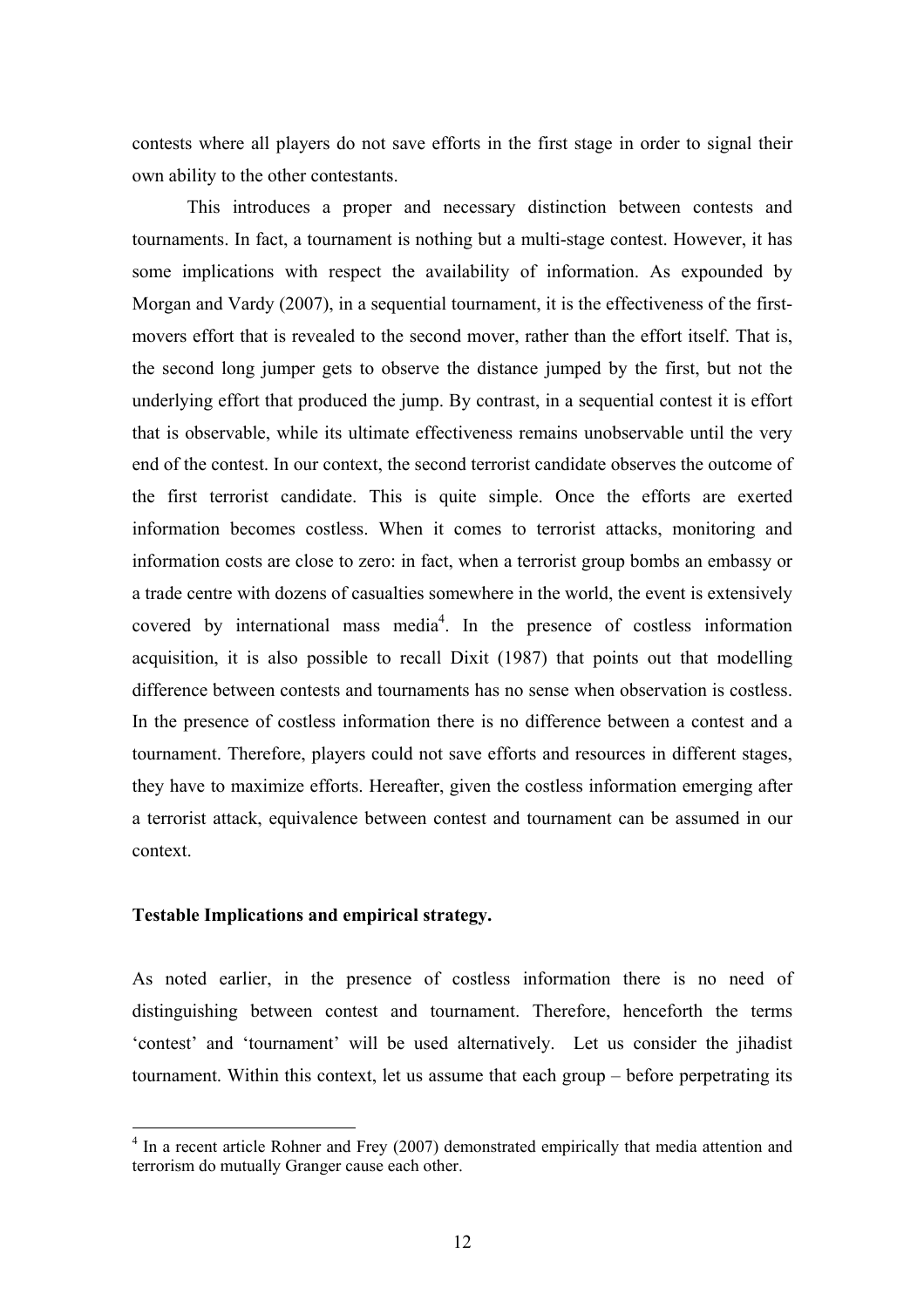contests where all players do not save efforts in the first stage in order to signal their own ability to the other contestants.

This introduces a proper and necessary distinction between contests and tournaments. In fact, a tournament is nothing but a multi-stage contest. However, it has some implications with respect the availability of information. As expounded by Morgan and Vardy (2007), in a sequential tournament, it is the effectiveness of the first-movers effort that is revealed to the second mover, rather than the effort itself. That is, the second long jumper gets to observe the distance jumped by the first, but not the underlying effort that produced the jump. By contrast, in a sequential contest it is effort that is observable, while its ultimate effectiveness remains unobservable until the very end of the contest. In our context, the second terrorist candidate observes the outcome of the first terrorist candidate. This is quite simple. Once the efforts are exerted information becomes costless. When it comes to terrorist attacks, monitoring and information costs are close to zero: in fact, when a terrorist group bombs an embassy or a trade centre with dozens of casualties somewhere in the world, the event is extensively covered by international mass media[4]. In the presence of costless information acquisition, it is also possible to recall Dixit (1987) that points out that modelling difference between contests and tournaments has no sense when observation is costless. In the presence of costless information there is no difference between a contest and a tournament. Therefore, players could not save efforts and resources in different stages, they have to maximize efforts. Hereafter, given the costless information emerging after a terrorist attack, equivalence between contest and tournament can be assumed in our context.

**Testable Implications and empirical strategy.**

As noted earlier, in the presence of costless information there is no need of distinguishing between contest and tournament. Therefore, henceforth the terms 'contest' and 'tournament' will be used alternatively. Let us consider the jihadist tournament. Within this context, let us assume that each group – before perpetrating its

[4] In a recent article Rohner and Frey (2007) demonstrated empirically that media attention and terrorism do mutually Granger cause each other.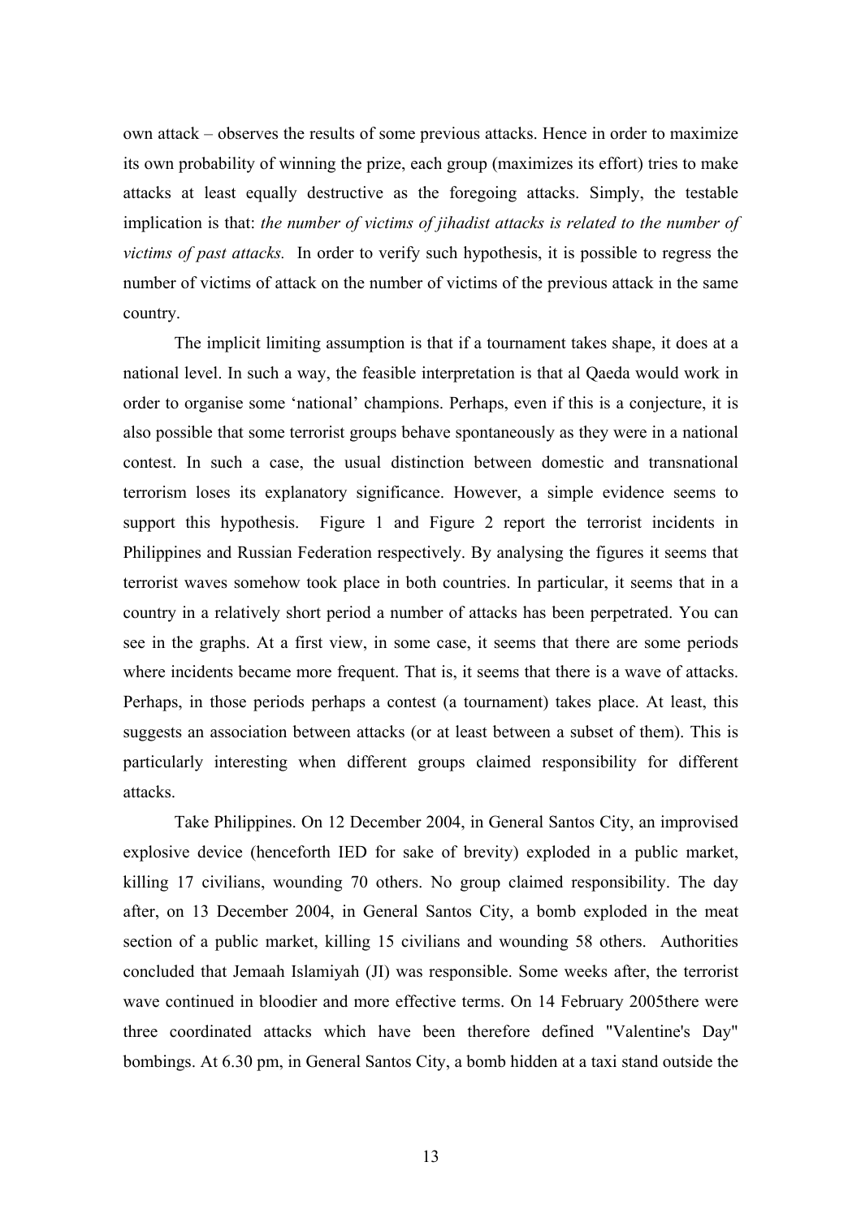own attack – observes the results of some previous attacks. Hence in order to maximize its own probability of winning the prize, each group (maximizes its effort) tries to make attacks at least equally destructive as the foregoing attacks. Simply, the testable implication is that: *the number of victims of jihadist attacks is related to the number of victims of past attacks.* In order to verify such hypothesis, it is possible to regress the number of victims of attack on the number of victims of the previous attack in the same country.

The implicit limiting assumption is that if a tournament takes shape, it does at a national level. In such a way, the feasible interpretation is that al Qaeda would work in order to organise some 'national' champions. Perhaps, even if this is a conjecture, it is also possible that some terrorist groups behave spontaneously as they were in a national contest. In such a case, the usual distinction between domestic and transnational terrorism loses its explanatory significance. However, a simple evidence seems to support this hypothesis. Figure 1 and Figure 2 report the terrorist incidents in Philippines and Russian Federation respectively. By analysing the figures it seems that terrorist waves somehow took place in both countries. In particular, it seems that in a country in a relatively short period a number of attacks has been perpetrated. You can see in the graphs. At a first view, in some case, it seems that there are some periods where incidents became more frequent. That is, it seems that there is a wave of attacks. Perhaps, in those periods perhaps a contest (a tournament) takes place. At least, this suggests an association between attacks (or at least between a subset of them). This is particularly interesting when different groups claimed responsibility for different attacks.

Take Philippines. On 12 December 2004, in General Santos City, an improvised explosive device (henceforth IED for sake of brevity) exploded in a public market, killing 17 civilians, wounding 70 others. No group claimed responsibility. The day after, on 13 December 2004, in General Santos City, a bomb exploded in the meat section of a public market, killing 15 civilians and wounding 58 others. Authorities concluded that Jemaah Islamiyah (JI) was responsible. Some weeks after, the terrorist wave continued in bloodier and more effective terms. On 14 February 2005there were three coordinated attacks which have been therefore defined "Valentine's Day" bombings. At 6.30 pm, in General Santos City, a bomb hidden at a taxi stand outside the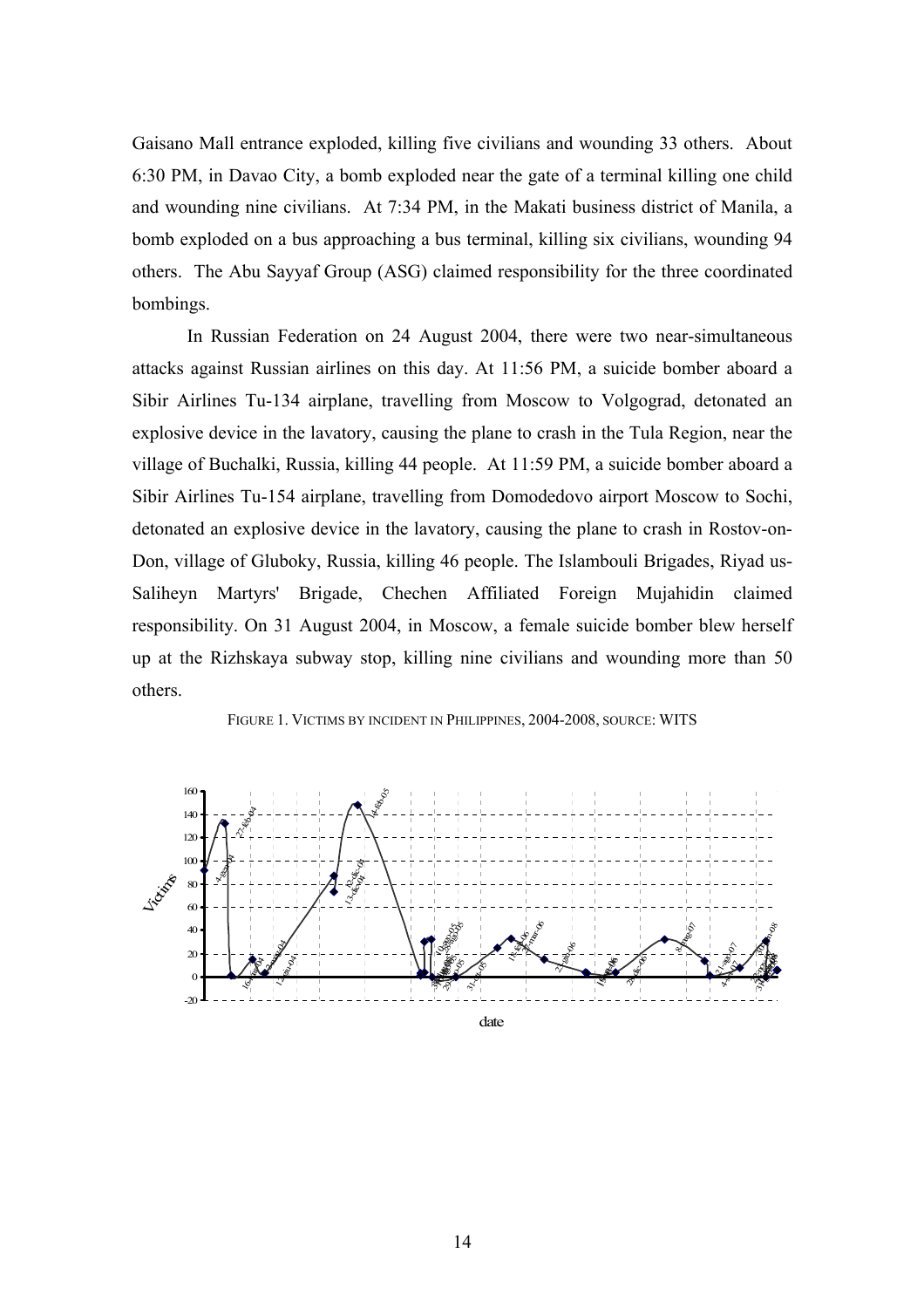Gaisano Mall entrance exploded, killing five civilians and wounding 33 others. About 6:30 PM, in Davao City, a bomb exploded near the gate of a terminal killing one child and wounding nine civilians. At 7:34 PM, in the Makati business district of Manila, a bomb exploded on a bus approaching a bus terminal, killing six civilians, wounding 94 others. The Abu Sayyaf Group (ASG) claimed responsibility for the three coordinated bombings.

In Russian Federation on 24 August 2004, there were two near-simultaneous attacks against Russian airlines on this day. At 11:56 PM, a suicide bomber aboard a Sibir Airlines Tu-134 airplane, travelling from Moscow to Volgograd, detonated an explosive device in the lavatory, causing the plane to crash in the Tula Region, near the village of Buchalki, Russia, killing 44 people. At 11:59 PM, a suicide bomber aboard a Sibir Airlines Tu-154 airplane, travelling from Domodedovo airport Moscow to Sochi, detonated an explosive device in the lavatory, causing the plane to crash in Rostov-on-Don, village of Gluboky, Russia, killing 46 people. The Islambouli Brigades, Riyad us-Saliheyn Martyrs' Brigade, Chechen Affiliated Foreign Mujahidin claimed responsibility. On 31 August 2004, in Moscow, a female suicide bomber blew herself up at the Rizhskaya subway stop, killing nine civilians and wounding more than 50 others.

FIGURE 1. VICTIMS BY INCIDENT IN PHILIPPINES, 2004-2008, SOURCE: WITS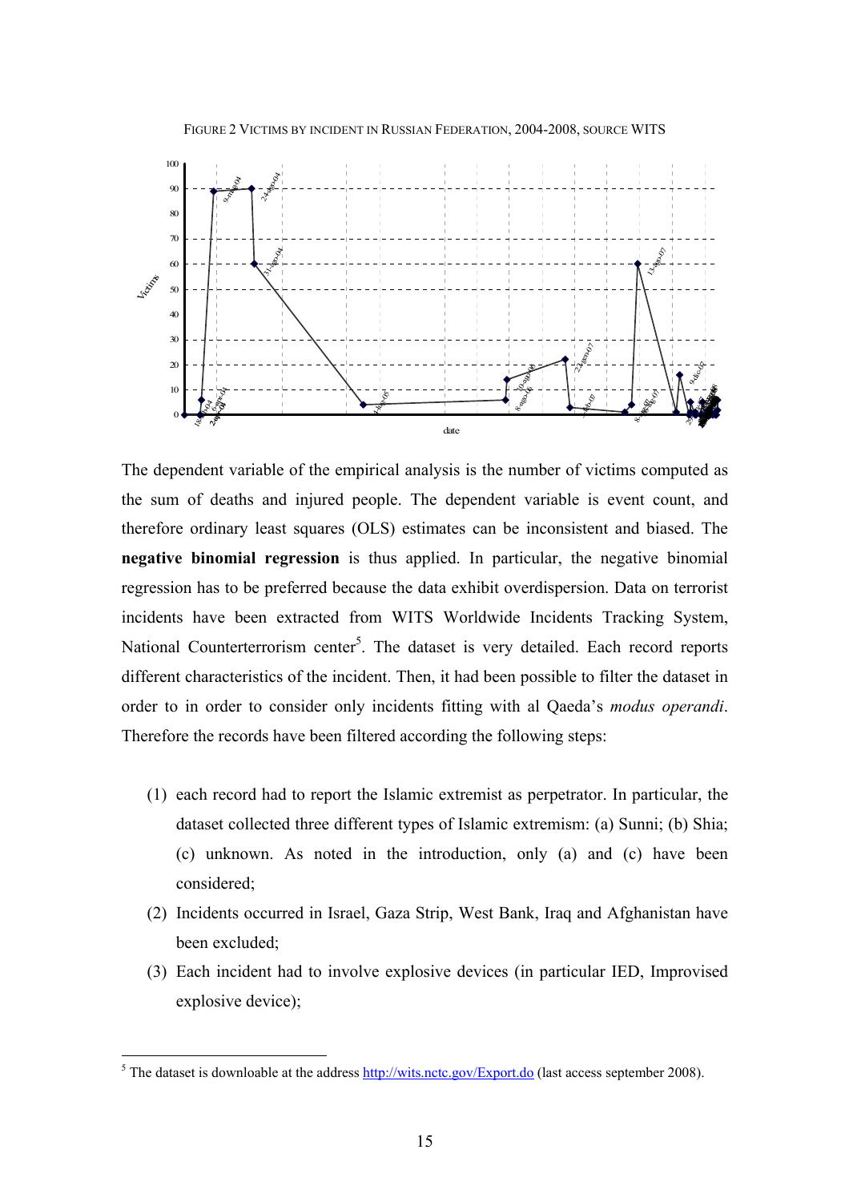FIGURE 2 VICTIMS BY INCIDENT IN RUSSIAN FEDERATION, 2004-2008, SOURCE WITS

The dependent variable of the empirical analysis is the number of victims computed as the sum of deaths and injured people. The dependent variable is event count, and therefore ordinary least squares (OLS) estimates can be inconsistent and biased. The **negative binomial regression** is thus applied. In particular, the negative binomial regression has to be preferred because the data exhibit overdispersion. Data on terrorist incidents have been extracted from WITS Worldwide Incidents Tracking System, National Counterterrorism center[5]. The dataset is very detailed. Each record reports different characteristics of the incident. Then, it had been possible to filter the dataset in order to in order to consider only incidents fitting with al Qaeda's *modus operandi*. Therefore the records have been filtered according the following steps:

(1) each record had to report the Islamic extremist as perpetrator. In particular, the dataset collected three different types of Islamic extremism: (a) Sunni; (b) Shia; (c) unknown. As noted in the introduction, only (a) and (c) have been considered;

(2) Incidents occurred in Israel, Gaza Strip, West Bank, Iraq and Afghanistan have been excluded;

(3) Each incident had to involve explosive devices (in particular IED, Improvised explosive device);

[5] The dataset is downloadable at the address http://wits.nctc.gov/Export.do (last access september 2008).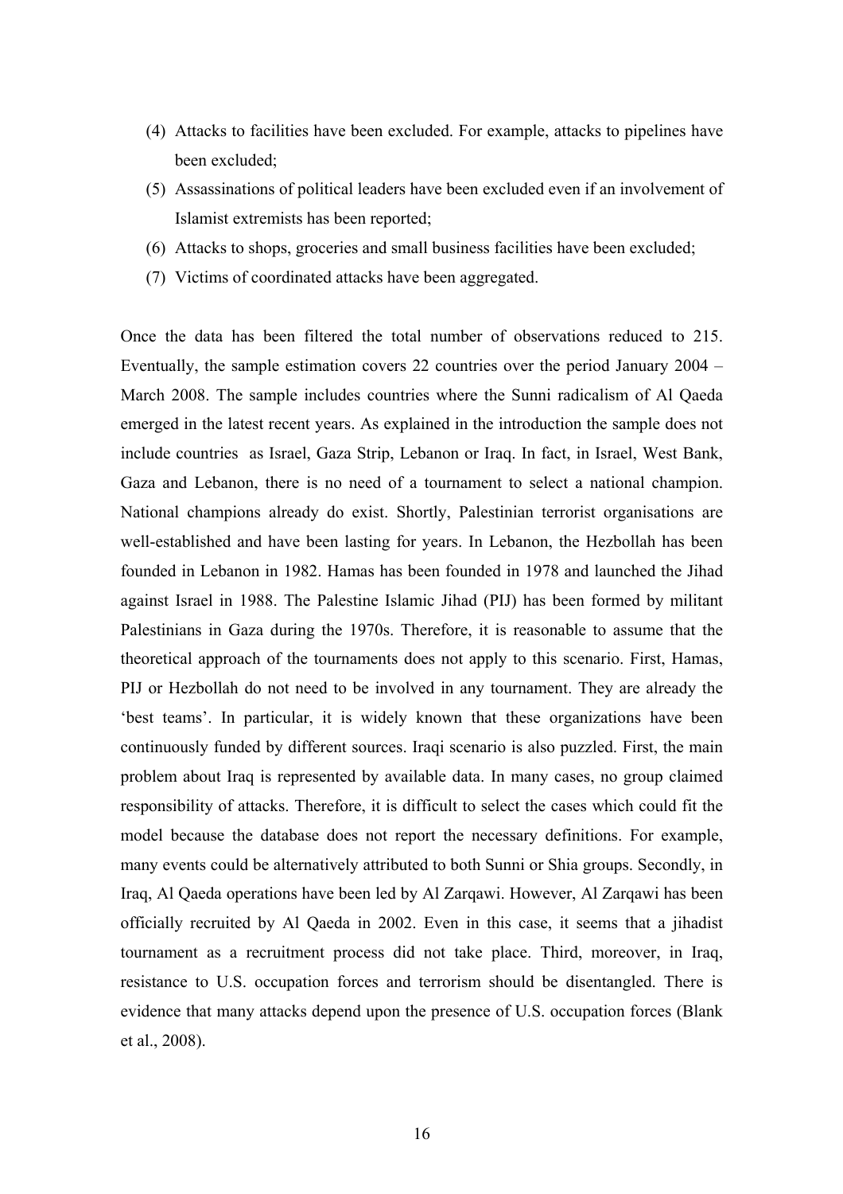(4) Attacks to facilities have been excluded. For example, attacks to pipelines have been excluded;
(5) Assassinations of political leaders have been excluded even if an involvement of Islamist extremists has been reported;
(6) Attacks to shops, groceries and small business facilities have been excluded;
(7) Victims of coordinated attacks have been aggregated.

Once the data has been filtered the total number of observations reduced to 215. Eventually, the sample estimation covers 22 countries over the period January 2004 – March 2008. The sample includes countries where the Sunni radicalism of Al Qaeda emerged in the latest recent years. As explained in the introduction the sample does not include countries as Israel, Gaza Strip, Lebanon or Iraq. In fact, in Israel, West Bank, Gaza and Lebanon, there is no need of a tournament to select a national champion. National champions already do exist. Shortly, Palestinian terrorist organisations are well-established and have been lasting for years. In Lebanon, the Hezbollah has been founded in Lebanon in 1982. Hamas has been founded in 1978 and launched the Jihad against Israel in 1988. The Palestine Islamic Jihad (PIJ) has been formed by militant Palestinians in Gaza during the 1970s. Therefore, it is reasonable to assume that the theoretical approach of the tournaments does not apply to this scenario. First, Hamas, PIJ or Hezbollah do not need to be involved in any tournament. They are already the 'best teams'. In particular, it is widely known that these organizations have been continuously funded by different sources. Iraqi scenario is also puzzled. First, the main problem about Iraq is represented by available data. In many cases, no group claimed responsibility of attacks. Therefore, it is difficult to select the cases which could fit the model because the database does not report the necessary definitions. For example, many events could be alternatively attributed to both Sunni or Shia groups. Secondly, in Iraq, Al Qaeda operations have been led by Al Zarqawi. However, Al Zarqawi has been officially recruited by Al Qaeda in 2002. Even in this case, it seems that a jihadist tournament as a recruitment process did not take place. Third, moreover, in Iraq, resistance to U.S. occupation forces and terrorism should be disentangled. There is evidence that many attacks depend upon the presence of U.S. occupation forces (Blank et al., 2008).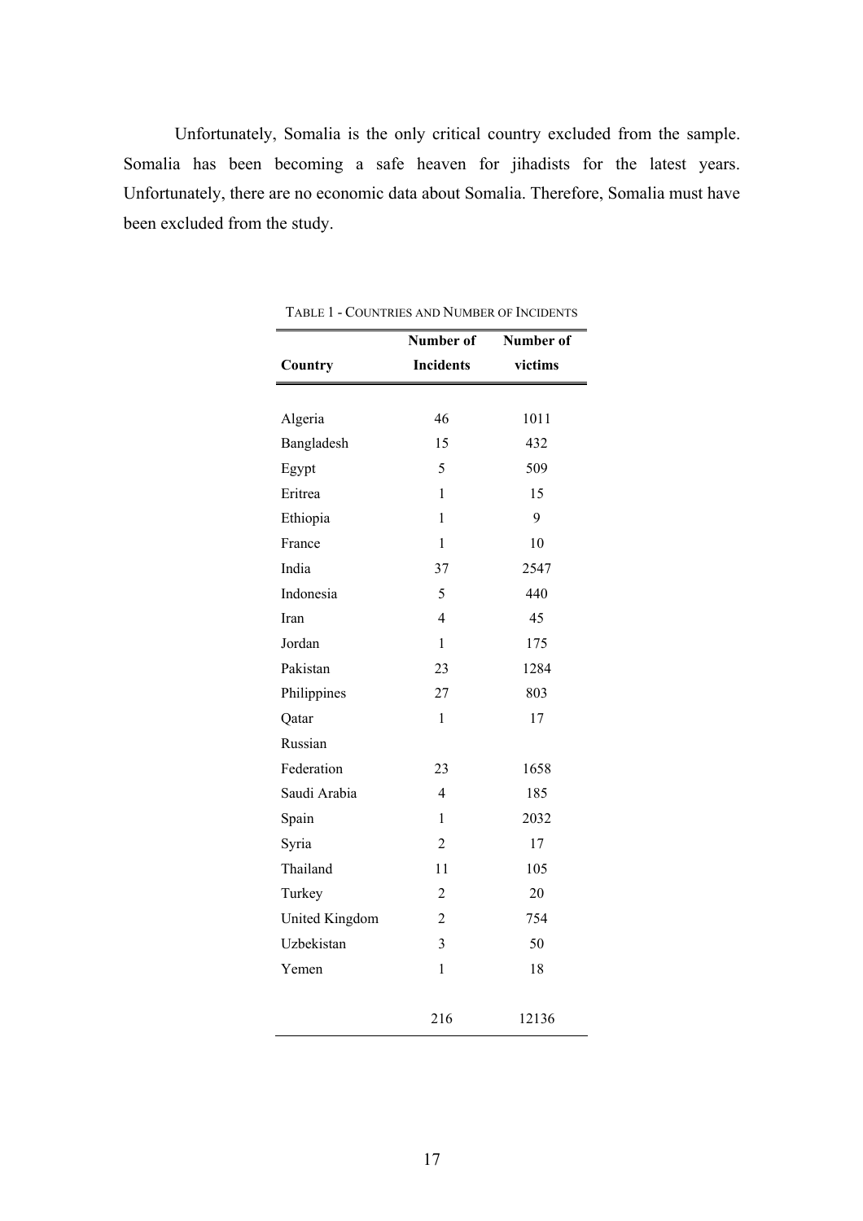Unfortunately, Somalia is the only critical country excluded from the sample. Somalia has been becoming a safe heaven for jihadists for the latest years. Unfortunately, there are no economic data about Somalia. Therefore, Somalia must have been excluded from the study.

TABLE 1 - COUNTRIES AND NUMBER OF INCIDENTS

| Country | Number of Incidents | Number of victims |
|---|---|---|
| Algeria | 46 | 1011 |
| Bangladesh | 15 | 432 |
| Egypt | 5 | 509 |
| Eritrea | 1 | 15 |
| Ethiopia | 1 | 9 |
| France | 1 | 10 |
| India | 37 | 2547 |
| Indonesia | 5 | 440 |
| Iran | 4 | 45 |
| Jordan | 1 | 175 |
| Pakistan | 23 | 1284 |
| Philippines | 27 | 803 |
| Qatar | 1 | 17 |
| Russian Federation | 23 | 1658 |
| Saudi Arabia | 4 | 185 |
| Spain | 1 | 2032 |
| Syria | 2 | 17 |
| Thailand | 11 | 105 |
| Turkey | 2 | 20 |
| United Kingdom | 2 | 754 |
| Uzbekistan | 3 | 50 |
| Yemen | 1 | 18 |
| | 216 | 12136 |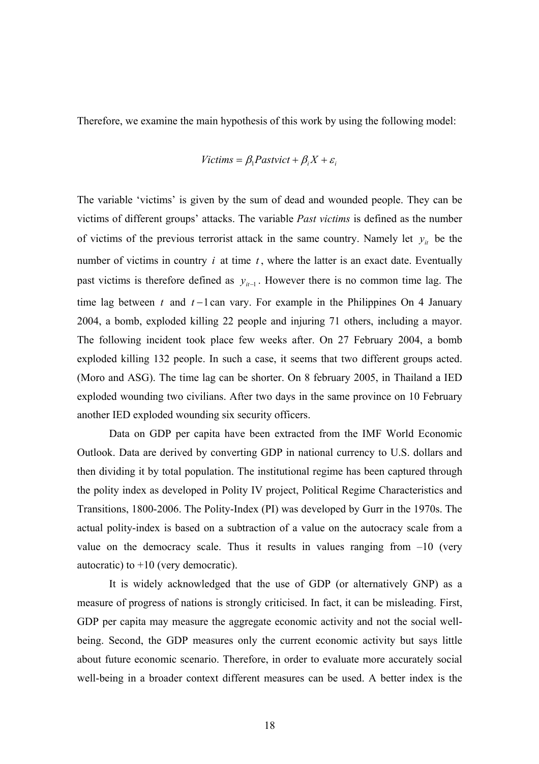Therefore, we examine the main hypothesis of this work by using the following model:

$$Victims = \beta_1 Pastvict + \beta_i X + \varepsilon_i$$

The variable 'victims' is given by the sum of dead and wounded people. They can be victims of different groups' attacks. The variable *Past victims* is defined as the number of victims of the previous terrorist attack in the same country. Namely let $y_{it}$ be the number of victims in country $i$ at time $t$, where the latter is an exact date. Eventually past victims is therefore defined as $y_{it-1}$. However there is no common time lag. The time lag between $t$ and $t-1$ can vary. For example in the Philippines On 4 January 2004, a bomb, exploded killing 22 people and injuring 71 others, including a mayor. The following incident took place few weeks after. On 27 February 2004, a bomb exploded killing 132 people. In such a case, it seems that two different groups acted. (Moro and ASG). The time lag can be shorter. On 8 february 2005, in Thailand a IED exploded wounding two civilians. After two days in the same province on 10 February another IED exploded wounding six security officers.

Data on GDP per capita have been extracted from the IMF World Economic Outlook. Data are derived by converting GDP in national currency to U.S. dollars and then dividing it by total population. The institutional regime has been captured through the polity index as developed in Polity IV project, Political Regime Characteristics and Transitions, 1800-2006. The Polity-Index (PI) was developed by Gurr in the 1970s. The actual polity-index is based on a subtraction of a value on the autocracy scale from a value on the democracy scale. Thus it results in values ranging from –10 (very autocratic) to +10 (very democratic).

It is widely acknowledged that the use of GDP (or alternatively GNP) as a measure of progress of nations is strongly criticised. In fact, it can be misleading. First, GDP per capita may measure the aggregate economic activity and not the social well-being. Second, the GDP measures only the current economic activity but says little about future economic scenario. Therefore, in order to evaluate more accurately social well-being in a broader context different measures can be used. A better index is the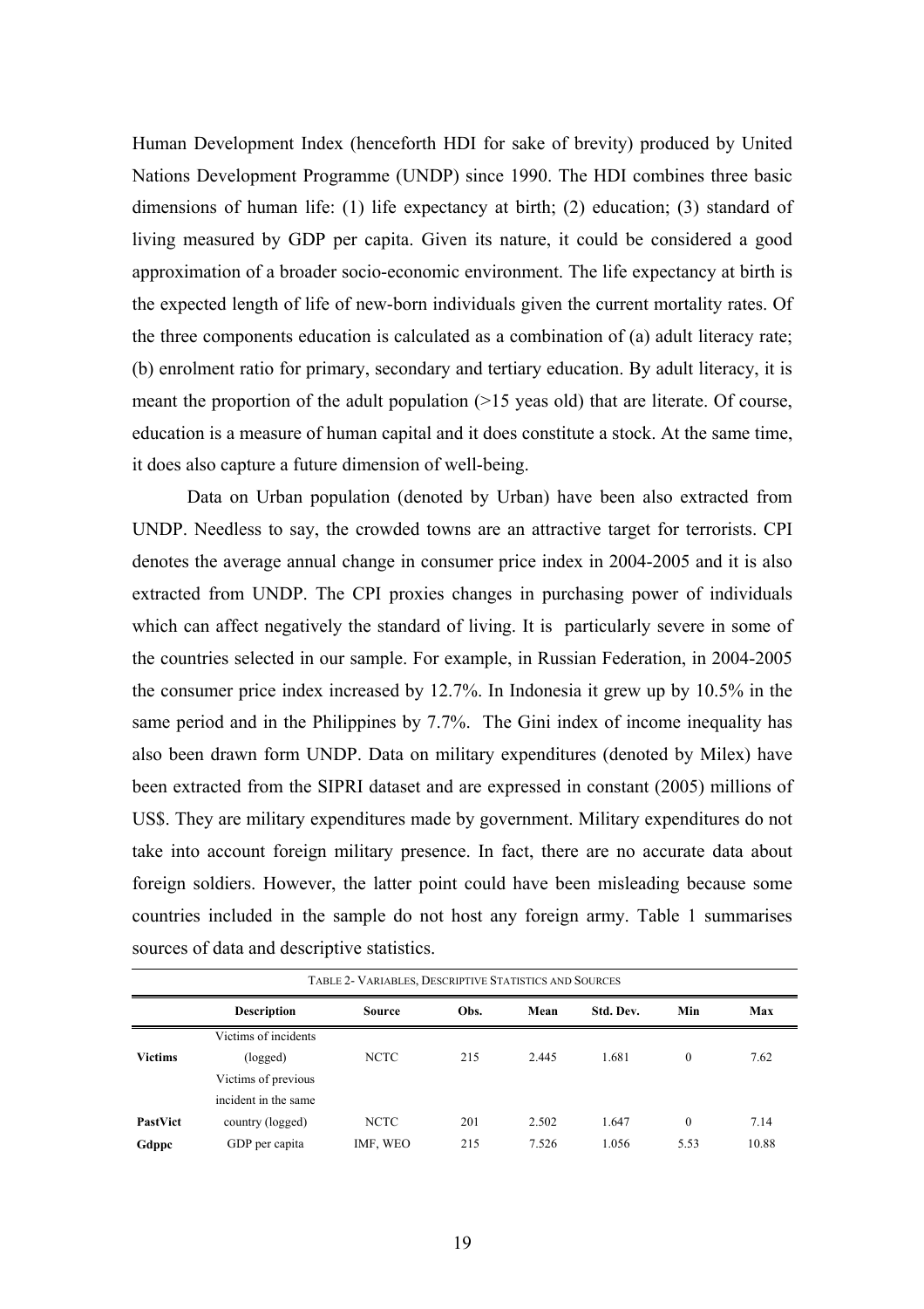Human Development Index (henceforth HDI for sake of brevity) produced by United Nations Development Programme (UNDP) since 1990. The HDI combines three basic dimensions of human life: (1) life expectancy at birth; (2) education; (3) standard of living measured by GDP per capita. Given its nature, it could be considered a good approximation of a broader socio-economic environment. The life expectancy at birth is the expected length of life of new-born individuals given the current mortality rates. Of the three components education is calculated as a combination of (a) adult literacy rate; (b) enrolment ratio for primary, secondary and tertiary education. By adult literacy, it is meant the proportion of the adult population (>15 yeas old) that are literate. Of course, education is a measure of human capital and it does constitute a stock. At the same time, it does also capture a future dimension of well-being.

Data on Urban population (denoted by Urban) have been also extracted from UNDP. Needless to say, the crowded towns are an attractive target for terrorists. CPI denotes the average annual change in consumer price index in 2004-2005 and it is also extracted from UNDP. The CPI proxies changes in purchasing power of individuals which can affect negatively the standard of living. It is particularly severe in some of the countries selected in our sample. For example, in Russian Federation, in 2004-2005 the consumer price index increased by 12.7%. In Indonesia it grew up by 10.5% in the same period and in the Philippines by 7.7%. The Gini index of income inequality has also been drawn form UNDP. Data on military expenditures (denoted by Milex) have been extracted from the SIPRI dataset and are expressed in constant (2005) millions of US$. They are military expenditures made by government. Military expenditures do not take into account foreign military presence. In fact, there are no accurate data about foreign soldiers. However, the latter point could have been misleading because some countries included in the sample do not host any foreign army. Table 1 summarises sources of data and descriptive statistics.

TABLE 2- VARIABLES, DESCRIPTIVE STATISTICS AND SOURCES

| | Description | Source | Obs. | Mean | Std. Dev. | Min | Max |
|---|---|---|---|---|---|---|---|
| **Victims** | Victims of incidents (logged) | NCTC | 215 | 2.445 | 1.681 | 0 | 7.62 |
| **PastVict** | Victims of previous incident in the same country (logged) | NCTC | 201 | 2.502 | 1.647 | 0 | 7.14 |
| **Gdppc** | GDP per capita | IMF, WEO | 215 | 7.526 | 1.056 | 5.53 | 10.88 |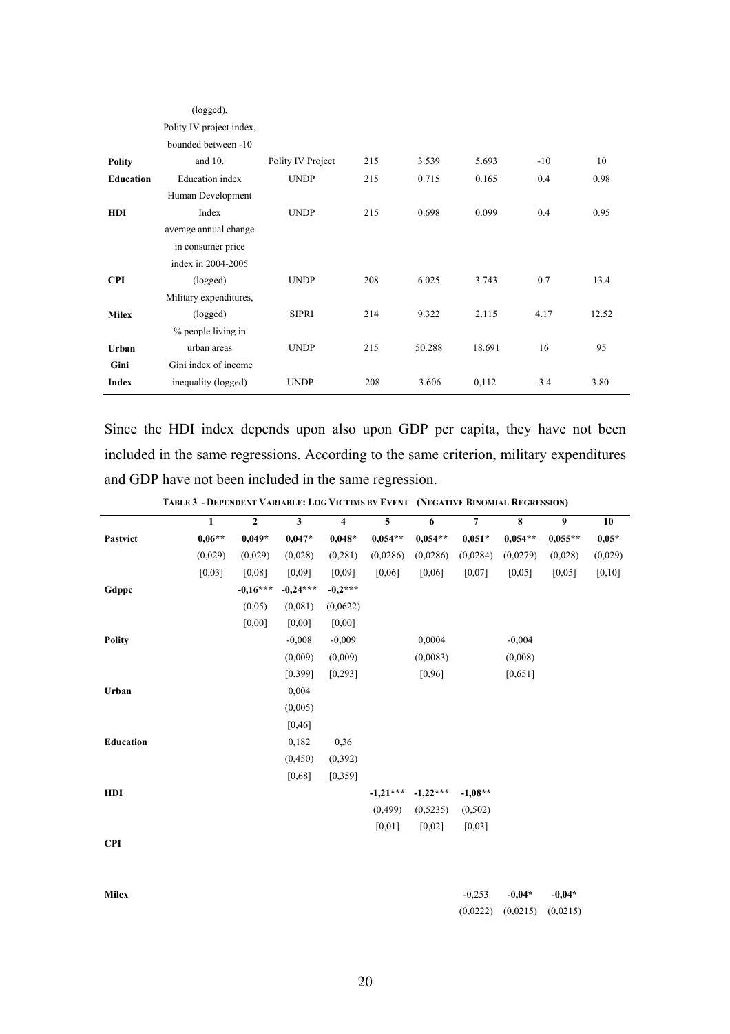| | | | | | | | |
|---|---|---|---|---|---|---|---|
| | (logged), | | | | | | |
| **Polity** | Polity IV project index, bounded between -10 and 10. | Polity IV Project | 215 | 3.539 | 5.693 | -10 | 10 |
| **Education** | Education index | UNDP | 215 | 0.715 | 0.165 | 0.4 | 0.98 |
| **HDI** | Human Development Index | UNDP | 215 | 0.698 | 0.099 | 0.4 | 0.95 |
| **CPI** | average annual change in consumer price index in 2004-2005 (logged) | UNDP | 208 | 6.025 | 3.743 | 0.7 | 13.4 |
| **Milex** | Military expenditures, (logged) | SIPRI | 214 | 9.322 | 2.115 | 4.17 | 12.52 |
| **Urban** | % people living in urban areas | UNDP | 215 | 50.288 | 18.691 | 16 | 95 |
| **Gini Index** | Gini index of income inequality (logged) | UNDP | 208 | 3.606 | 0,112 | 3.4 | 3.80 |

Since the HDI index depends upon also upon GDP per capita, they have not been included in the same regressions. According to the same criterion, military expenditures and GDP have not been included in the same regression.

**TABLE 3 - DEPENDENT VARIABLE: LOG VICTIMS BY EVENT (NEGATIVE BINOMIAL REGRESSION)**

| | 1 | 2 | 3 | 4 | 5 | 6 | 7 | 8 | 9 | 10 |
|---|---|---|---|---|---|---|---|---|---|---|
| **Pastvict** | **0,06\*\*** | **0,049\*** | **0,047\*** | **0,048\*** | **0,054\*\*** | **0,054\*\*** | **0,051\*** | **0,054\*\*** | **0,055\*\*** | **0,05\*** |
| | (0,029) | (0,029) | (0,028) | (0,281) | (0,0286) | (0,0286) | (0,0284) | (0,0279) | (0,028) | (0,029) |
| | [0,03] | [0,08] | [0,09] | [0,09] | [0,06] | [0,06] | [0,07] | [0,05] | [0,05] | [0,10] |
| **Gdppc** | | **-0,16\*\*\*** | **-0,24\*\*\*** | **-0,2\*\*\*** | | | | | | |
| | | (0,05) | (0,081) | (0,0622) | | | | | | |
| | | [0,00] | [0,00] | [0,00] | | | | | | |
| **Polity** | | | -0,008 | -0,009 | | 0,0004 | | -0,004 | | |
| | | | (0,009) | (0,009) | | (0,0083) | | (0,008) | | |
| | | | [0,399] | [0,293] | | [0,96] | | [0,651] | | |
| **Urban** | | | 0,004 | | | | | | | |
| | | | (0,005) | | | | | | | |
| | | | [0,46] | | | | | | | |
| **Education** | | | 0,182 | 0,36 | | | | | | |
| | | | (0,450) | (0,392) | | | | | | |
| | | | [0,68] | [0,359] | | | | | | |
| **HDI** | | | | | **-1,21\*\*\*** | **-1,22\*\*\*** | **-1,08\*\*** | | | |
| | | | | | (0,499) | (0,5235) | (0,502) | | | |
| | | | | | [0,01] | [0,02] | [0,03] | | | |
| **CPI** | | | | | | | | | | |
| **Milex** | | | | | | | -0,253 | **-0,04\*** | **-0,04\*** | |
| | | | | | | | (0,0222) | (0,0215) | (0,0215) | |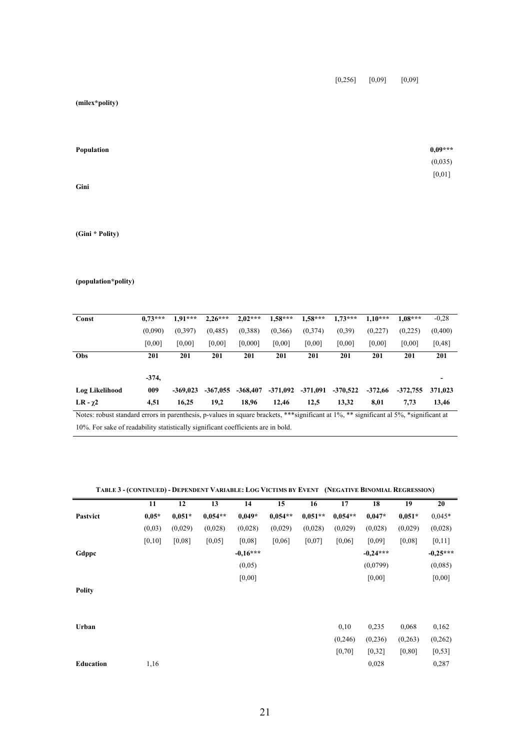| | | | | | | | | | | |
|---|---|---|---|---|---|---|---|---|---|---|
| | | | | | | | [0,256] | [0,09] | [0,09] | |
| **(milex*polity)** | | | | | | | | | | |
| **Population** | | | | | | | | | | **0,09*****|
| | | | | | | | | | | (0,035) |
| | | | | | | | | | | [0,01] |
| **Gini** | | | | | | | | | | |
| **(Gini * Polity)** | | | | | | | | | | |
| **(population*polity)** | | | | | | | | | | |
| **Const** | **0,73***** | **1,91***** | **2,26***** | **2,02***** | **1,58***** | **1,58***** | **1,73***** | **1,10***** | **1,08***** | -0,28 |
| | (0,090) | (0,397) | (0,485) | (0,388) | (0,366) | (0,374) | (0,39) | (0,227) | (0,225) | (0,400) |
| | [0,00] | [0,00] | [0,00] | [0,000] | [0,00] | [0,00] | [0,00] | [0,00] | [0,00] | [0,48] |
| **Obs** | **201** | **201** | **201** | **201** | **201** | **201** | **201** | **201** | **201** | **201** |
| **Log Likelihood** | **-374,009** | **-369,023** | **-367,055** | **-368,407** | **-371,092** | **-371,091** | **-370,522** | **-372,66** | **-372,755** | **-371,023** |
| **LR - χ2** | **4,51** | **16,25** | **19,2** | **18,96** | **12,46** | **12,5** | **13,32** | **8,01** | **7,73** | **13,46** |

Notes: robust standard errors in parenthesis, p-values in square brackets, ***significant at 1%, ** significant al 5%, *significant at 10%. For sake of readability statistically significant coefficients are in bold.

**TABLE 3 - (CONTINUED) - DEPENDENT VARIABLE: LOG VICTIMS BY EVENT (NEGATIVE BINOMIAL REGRESSION)**

| | 11 | 12 | 13 | 14 | 15 | 16 | 17 | 18 | 19 | 20 |
|---|---|---|---|---|---|---|---|---|---|---|
| **Pastvict** | **0,05*** | **0,051*** | **0,054**** | **0,049*** | **0,054**** | **0,051**** | **0,054**** | **0,047*** | **0,051*** | 0,045* |
| | (0,03) | (0,029) | (0,028) | (0,028) | (0,029) | (0,028) | (0,029) | (0,028) | (0,029) | (0,028) |
| | [0,10] | [0,08] | [0,05] | [0,08] | [0,06] | [0,07] | [0,06] | [0,09] | [0,08] | [0,11] |
| **Gdppc** | | | | **-0,16***** | | | | **-0,24***** | | **-0,25***** |
| | | | | (0,05) | | | | (0,0799) | | (0,085) |
| | | | | [0,00] | | | | [0,00] | | [0,00] |
| **Polity** | | | | | | | | | | |
| **Urban** | | | | | | | 0,10 | 0,235 | 0,068 | 0,162 |
| | | | | | | | (0,246) | (0,236) | (0,263) | (0,262) |
| | | | | | | | [0,70] | [0,32] | [0,80] | [0,53] |
| **Education** | 1,16 | | | | | | | 0,028 | | 0,287 |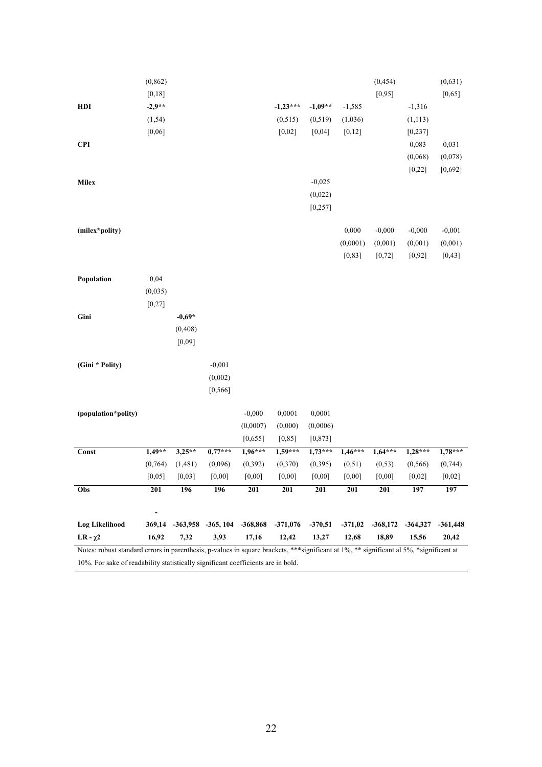| | | | | | | | | | | |
|---|---|---|---|---|---|---|---|---|---|---|
| | (0,862) | | | | | | | (0,454) | | (0,631) |
| | [0,18] | | | | | | | [0,95] | | [0,65] |
| **HDI** | **-2,9\*\*** | | | | **-1,23\*\*\*** | **-1,09\*\*** | -1,585 | | -1,316 | |
| | (1,54) | | | | (0,515) | (0,519) | (1,036) | | (1,113) | |
| | [0,06] | | | | [0,02] | [0,04] | [0,12] | | [0,237] | |
| **CPI** | | | | | | | | | 0,083 | 0,031 |
| | | | | | | | | | (0,068) | (0,078) |
| | | | | | | | | | [0,22] | [0,692] |
| **Milex** | | | | | | -0,025 | | | | |
| | | | | | | (0,022) | | | | |
| | | | | | | [0,257] | | | | |
| **(milex\*polity)** | | | | | | | 0,000 | -0,000 | -0,000 | -0,001 |
| | | | | | | | (0,0001) | (0,001) | (0,001) | (0,001) |
| | | | | | | | [0,83] | [0,72] | [0,92] | [0,43] |
| **Population** | 0,04 | | | | | | | | | |
| | (0,035) | | | | | | | | | |
| | [0,27] | | | | | | | | | |
| **Gini** | | **-0,69\*** | | | | | | | | |
| | | (0,408) | | | | | | | | |
| | | [0,09] | | | | | | | | |
| **(Gini \* Polity)** | | | -0,001 | | | | | | | |
| | | | (0,002) | | | | | | | |
| | | | [0,566] | | | | | | | |
| **(population\*polity)** | | | | -0,000 | 0,0001 | 0,0001 | | | | |
| | | | | (0,0007) | (0,000) | (0,0006) | | | | |
| | | | | [0,655] | [0,85] | [0,873] | | | | |
| **Const** | **1,49\*\*** | **3,25\*\*** | **0,77\*\*\*** | **1,96\*\*\*** | **1,59\*\*\*** | **1,73\*\*\*** | **1,46\*\*\*** | **1,64\*\*\*** | **1,28\*\*\*** | **1,78\*\*\*** |
| | (0,764) | (1,481) | (0,096) | (0,392) | (0,370) | (0,395) | (0,51) | (0,53) | (0,566) | (0,744) |
| | [0,05] | [0,03] | [0,00] | [0,00] | [0,00] | [0,00] | [0,00] | [0,00] | [0,02] | [0,02] |
| **Obs** | **201** | **196** | **196** | **201** | **201** | **201** | **201** | **201** | **197** | **197** |
| **Log Likelihood** | **-369,14** | **-363,958** | **-365, 104** | **-368,868** | **-371,076** | **-370,51** | **-371,02** | **-368,172** | **-364,327** | **-361,448** |
| **LR - $\chi 2$** | **16,92** | **7,32** | **3,93** | **17,16** | **12,42** | **13,27** | **12,68** | **18,89** | **15,56** | **20,42** |

Notes: robust standard errors in parenthesis, p-values in square brackets, ***significant at 1%, ** significant al 5%, *significant at 10%. For sake of readability statistically significant coefficients are in bold.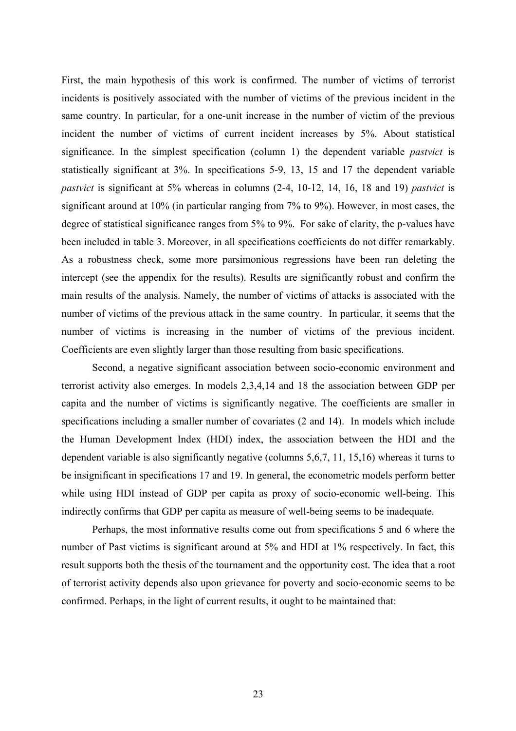First, the main hypothesis of this work is confirmed. The number of victims of terrorist incidents is positively associated with the number of victims of the previous incident in the same country. In particular, for a one-unit increase in the number of victim of the previous incident the number of victims of current incident increases by 5%. About statistical significance. In the simplest specification (column 1) the dependent variable *pastvict* is statistically significant at 3%. In specifications 5-9, 13, 15 and 17 the dependent variable *pastvict* is significant at 5% whereas in columns (2-4, 10-12, 14, 16, 18 and 19) *pastvict* is significant around at 10% (in particular ranging from 7% to 9%). However, in most cases, the degree of statistical significance ranges from 5% to 9%. For sake of clarity, the p-values have been included in table 3. Moreover, in all specifications coefficients do not differ remarkably. As a robustness check, some more parsimonious regressions have been ran deleting the intercept (see the appendix for the results). Results are significantly robust and confirm the main results of the analysis. Namely, the number of victims of attacks is associated with the number of victims of the previous attack in the same country. In particular, it seems that the number of victims is increasing in the number of victims of the previous incident. Coefficients are even slightly larger than those resulting from basic specifications.

Second, a negative significant association between socio-economic environment and terrorist activity also emerges. In models 2,3,4,14 and 18 the association between GDP per capita and the number of victims is significantly negative. The coefficients are smaller in specifications including a smaller number of covariates (2 and 14). In models which include the Human Development Index (HDI) index, the association between the HDI and the dependent variable is also significantly negative (columns 5,6,7, 11, 15,16) whereas it turns to be insignificant in specifications 17 and 19. In general, the econometric models perform better while using HDI instead of GDP per capita as proxy of socio-economic well-being. This indirectly confirms that GDP per capita as measure of well-being seems to be inadequate.

Perhaps, the most informative results come out from specifications 5 and 6 where the number of Past victims is significant around at 5% and HDI at 1% respectively. In fact, this result supports both the thesis of the tournament and the opportunity cost. The idea that a root of terrorist activity depends also upon grievance for poverty and socio-economic seems to be confirmed. Perhaps, in the light of current results, it ought to be maintained that: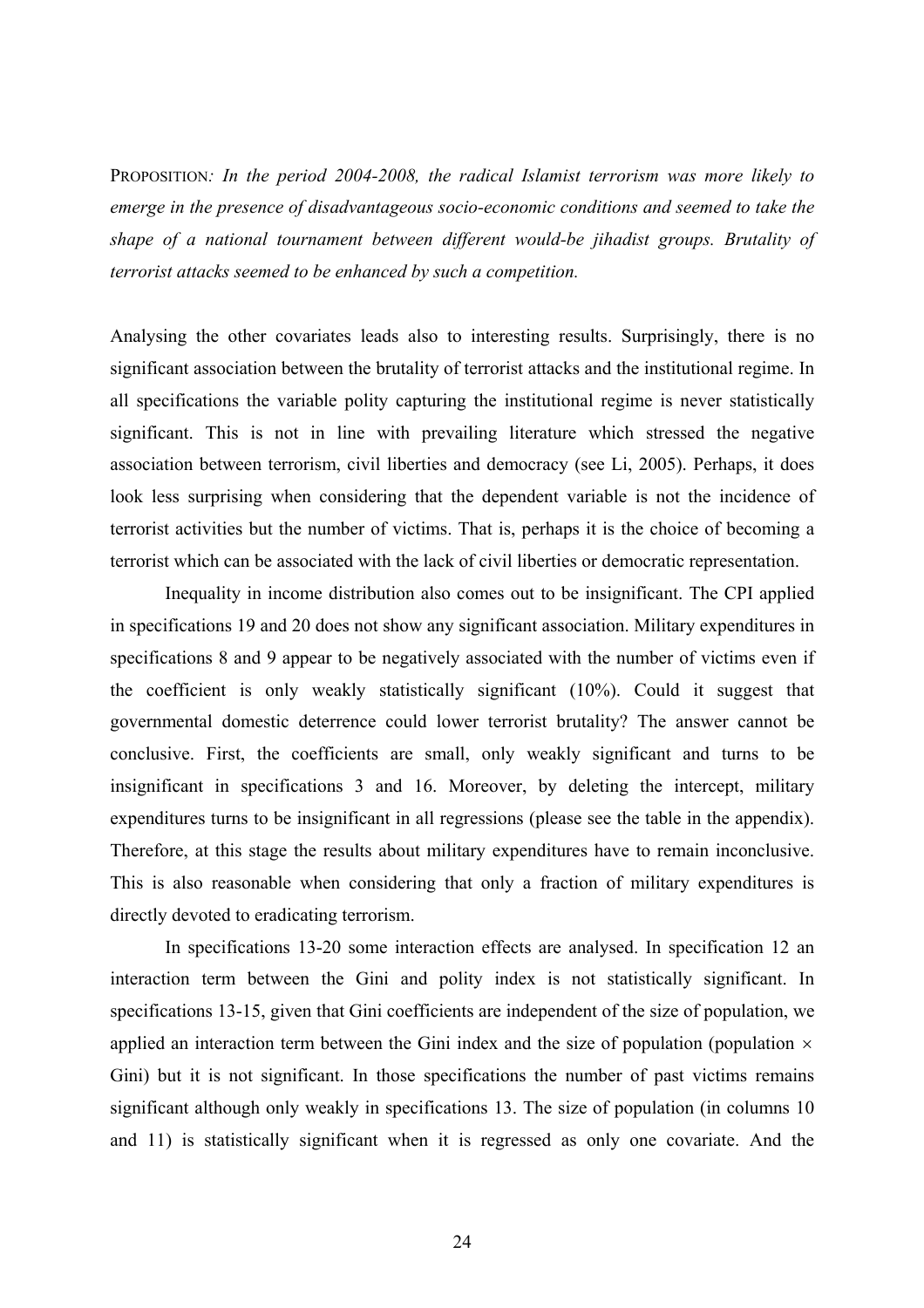PROPOSITION*: In the period 2004-2008, the radical Islamist terrorism was more likely to emerge in the presence of disadvantageous socio-economic conditions and seemed to take the shape of a national tournament between different would-be jihadist groups. Brutality of terrorist attacks seemed to be enhanced by such a competition.*

Analysing the other covariates leads also to interesting results. Surprisingly, there is no significant association between the brutality of terrorist attacks and the institutional regime. In all specifications the variable polity capturing the institutional regime is never statistically significant. This is not in line with prevailing literature which stressed the negative association between terrorism, civil liberties and democracy (see Li, 2005). Perhaps, it does look less surprising when considering that the dependent variable is not the incidence of terrorist activities but the number of victims. That is, perhaps it is the choice of becoming a terrorist which can be associated with the lack of civil liberties or democratic representation.

Inequality in income distribution also comes out to be insignificant. The CPI applied in specifications 19 and 20 does not show any significant association. Military expenditures in specifications 8 and 9 appear to be negatively associated with the number of victims even if the coefficient is only weakly statistically significant (10%). Could it suggest that governmental domestic deterrence could lower terrorist brutality? The answer cannot be conclusive. First, the coefficients are small, only weakly significant and turns to be insignificant in specifications 3 and 16. Moreover, by deleting the intercept, military expenditures turns to be insignificant in all regressions (please see the table in the appendix). Therefore, at this stage the results about military expenditures have to remain inconclusive. This is also reasonable when considering that only a fraction of military expenditures is directly devoted to eradicating terrorism.

In specifications 13-20 some interaction effects are analysed. In specification 12 an interaction term between the Gini and polity index is not statistically significant. In specifications 13-15, given that Gini coefficients are independent of the size of population, we applied an interaction term between the Gini index and the size of population (population $\times$ Gini) but it is not significant. In those specifications the number of past victims remains significant although only weakly in specifications 13. The size of population (in columns 10 and 11) is statistically significant when it is regressed as only one covariate. And the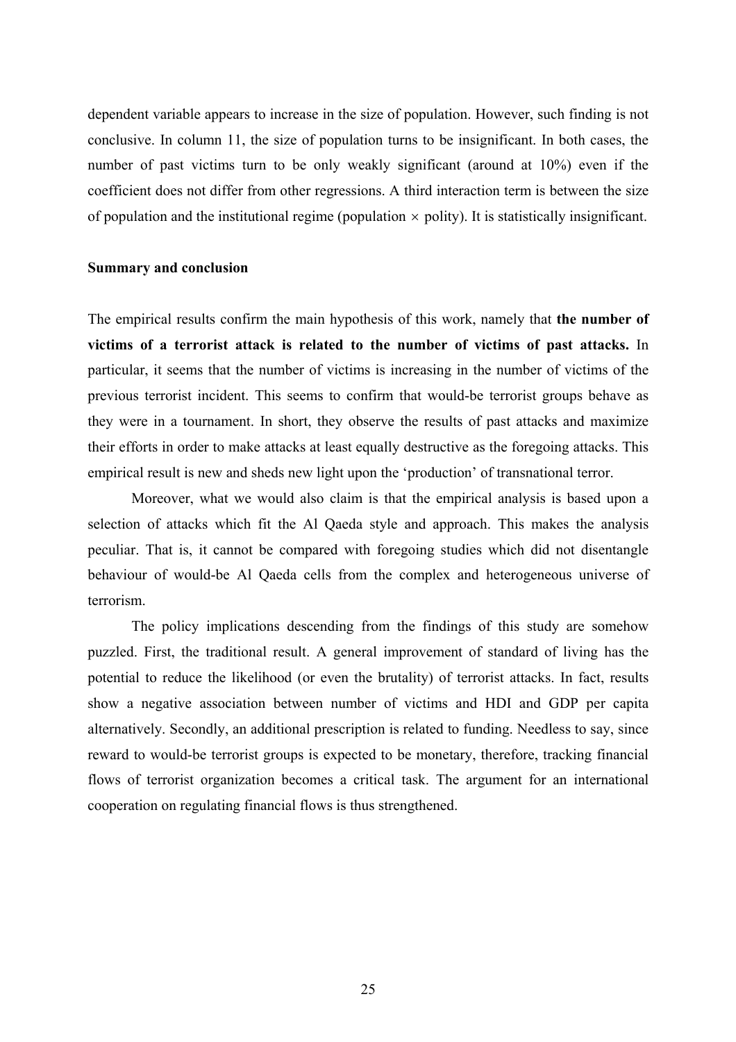dependent variable appears to increase in the size of population. However, such finding is not conclusive. In column 11, the size of population turns to be insignificant. In both cases, the number of past victims turn to be only weakly significant (around at 10%) even if the coefficient does not differ from other regressions. A third interaction term is between the size of population and the institutional regime (population $\times$ polity). It is statistically insignificant.

## Summary and conclusion

The empirical results confirm the main hypothesis of this work, namely that **the number of victims of a terrorist attack is related to the number of victims of past attacks.** In particular, it seems that the number of victims is increasing in the number of victims of the previous terrorist incident. This seems to confirm that would-be terrorist groups behave as they were in a tournament. In short, they observe the results of past attacks and maximize their efforts in order to make attacks at least equally destructive as the foregoing attacks. This empirical result is new and sheds new light upon the 'production' of transnational terror.

Moreover, what we would also claim is that the empirical analysis is based upon a selection of attacks which fit the Al Qaeda style and approach. This makes the analysis peculiar. That is, it cannot be compared with foregoing studies which did not disentangle behaviour of would-be Al Qaeda cells from the complex and heterogeneous universe of terrorism.

The policy implications descending from the findings of this study are somehow puzzled. First, the traditional result. A general improvement of standard of living has the potential to reduce the likelihood (or even the brutality) of terrorist attacks. In fact, results show a negative association between number of victims and HDI and GDP per capita alternatively. Secondly, an additional prescription is related to funding. Needless to say, since reward to would-be terrorist groups is expected to be monetary, therefore, tracking financial flows of terrorist organization becomes a critical task. The argument for an international cooperation on regulating financial flows is thus strengthened.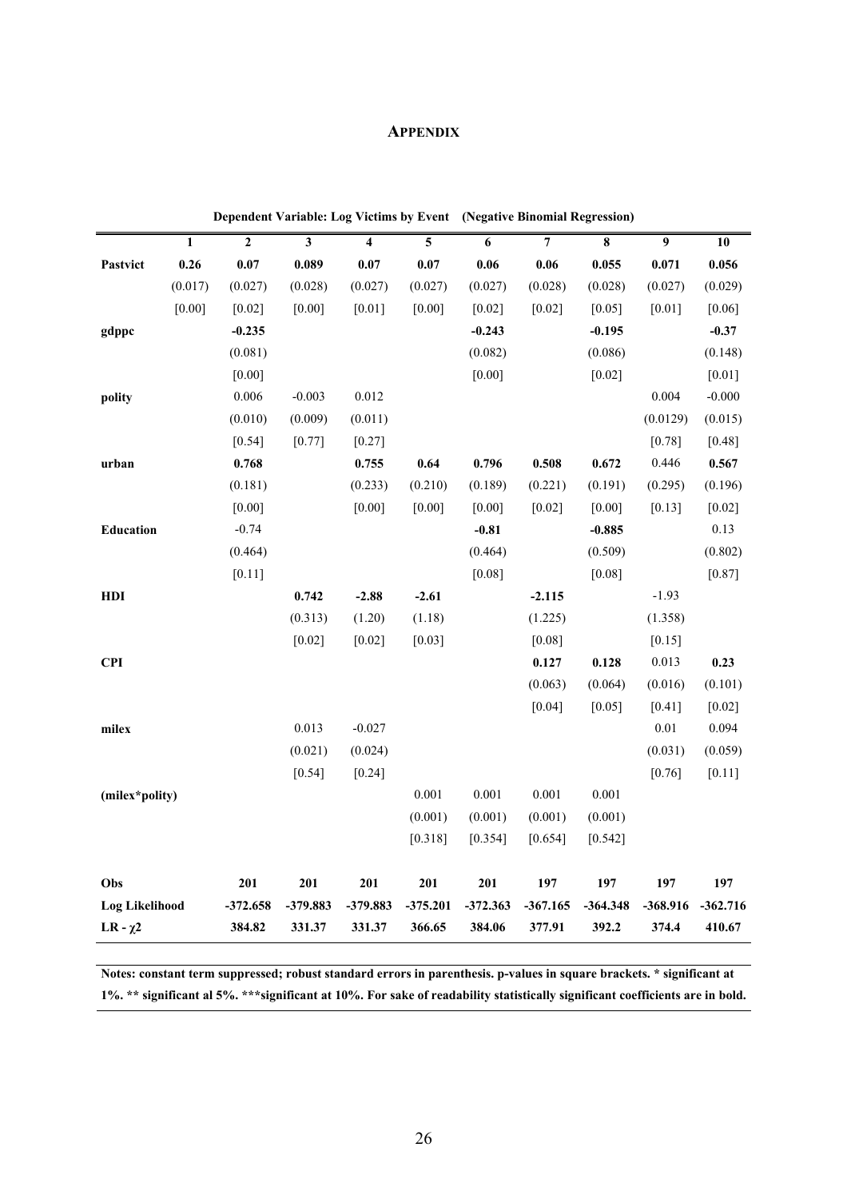# APPENDIX

**Dependent Variable: Log Victims by Event (Negative Binomial Regression)**

| | 1 | 2 | 3 | 4 | 5 | 6 | 7 | 8 | 9 | 10 |
|---|---|---|---|---|---|---|---|---|---|---|
| **Pastvict** | **0.26** | **0.07** | **0.089** | **0.07** | **0.07** | **0.06** | **0.06** | **0.055** | **0.071** | **0.056** |
| | (0.017) | (0.027) | (0.028) | (0.027) | (0.027) | (0.027) | (0.028) | (0.028) | (0.027) | (0.029) |
| | [0.00] | [0.02] | [0.00] | [0.01] | [0.00] | [0.02] | [0.02] | [0.05] | [0.01] | [0.06] |
| **gdppc** | | **-0.235** | | | | **-0.243** | | **-0.195** | | **-0.37** |
| | | (0.081) | | | | (0.082) | | (0.086) | | (0.148) |
| | | [0.00] | | | | [0.00] | | [0.02] | | [0.01] |
| **polity** | | 0.006 | -0.003 | 0.012 | | | | | 0.004 | -0.000 |
| | | (0.010) | (0.009) | (0.011) | | | | | (0.0129) | (0.015) |
| | | [0.54] | [0.77] | [0.27] | | | | | [0.78] | [0.48] |
| **urban** | | **0.768** | | **0.755** | **0.64** | **0.796** | **0.508** | **0.672** | 0.446 | **0.567** |
| | | (0.181) | | (0.233) | (0.210) | (0.189) | (0.221) | (0.191) | (0.295) | (0.196) |
| | | [0.00] | | [0.00] | [0.00] | [0.00] | [0.02] | [0.00] | [0.13] | [0.02] |
| **Education** | | -0.74 | | | | **-0.81** | | **-0.885** | | 0.13 |
| | | (0.464) | | | | (0.464) | | (0.509) | | (0.802) |
| | | [0.11] | | | | [0.08] | | [0.08] | | [0.87] |
| **HDI** | | | **0.742** | **-2.88** | **-2.61** | | **-2.115** | | -1.93 | |
| | | | (0.313) | (1.20) | (1.18) | | (1.225) | | (1.358) | |
| | | | [0.02] | [0.02] | [0.03] | | [0.08] | | [0.15] | |
| **CPI** | | | | | | | **0.127** | **0.128** | 0.013 | **0.23** |
| | | | | | | | (0.063) | (0.064) | (0.016) | (0.101) |
| | | | | | | | [0.04] | [0.05] | [0.41] | [0.02] |
| **milex** | | | 0.013 | -0.027 | | | | | 0.01 | 0.094 |
| | | | (0.021) | (0.024) | | | | | (0.031) | (0.059) |
| | | | [0.54] | [0.24] | | | | | [0.76] | [0.11] |
| **(milex*polity)** | | | | | 0.001 | 0.001 | 0.001 | 0.001 | | |
| | | | | | (0.001) | (0.001) | (0.001) | (0.001) | | |
| | | | | | [0.318] | [0.354] | [0.654] | [0.542] | | |
| **Obs** | | **201** | **201** | **201** | **201** | **201** | **197** | **197** | **197** | **197** |
| **Log Likelihood** | | **-372.658** | **-379.883** | **-379.883** | **-375.201** | **-372.363** | **-367.165** | **-364.348** | **-368.916** | **-362.716** |
| **LR - $\chi 2$** | | **384.82** | **331.37** | **331.37** | **366.65** | **384.06** | **377.91** | **392.2** | **374.4** | **410.67** |

**Notes: constant term suppressed; robust standard errors in parenthesis. p-values in square brackets. * significant at 1%. ** significant al 5%. ***significant at 10%. For sake of readability statistically significant coefficients are in bold.**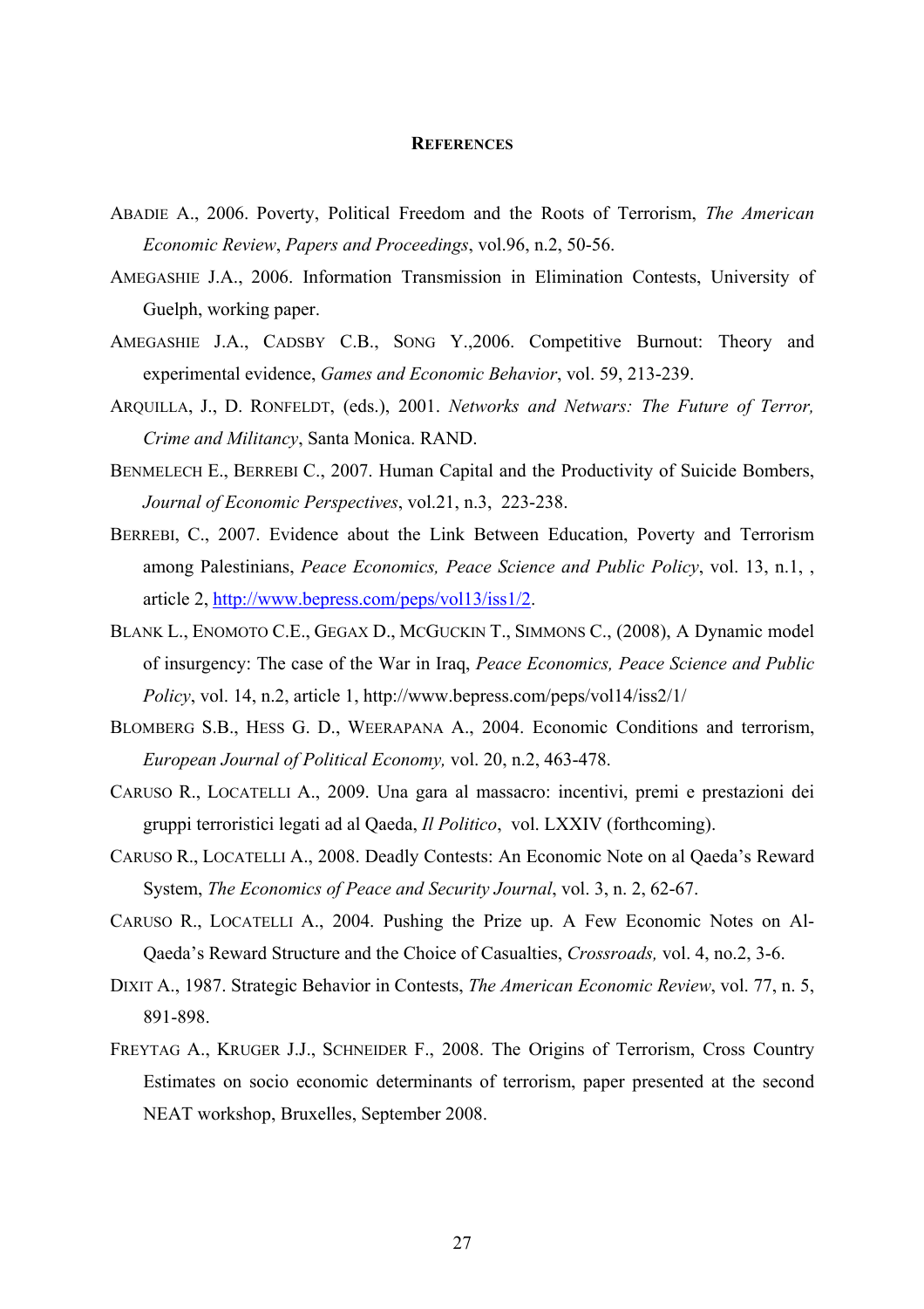## REFERENCES

ABADIE A., 2006. Poverty, Political Freedom and the Roots of Terrorism, *The American Economic Review*, *Papers and Proceedings*, vol.96, n.2, 50-56.

AMEGASHIE J.A., 2006. Information Transmission in Elimination Contests, University of Guelph, working paper.

AMEGASHIE J.A., CADSBY C.B., SONG Y.,2006. Competitive Burnout: Theory and experimental evidence, *Games and Economic Behavior*, vol. 59, 213-239.

ARQUILLA, J., D. RONFELDT, (eds.), 2001. *Networks and Netwars: The Future of Terror, Crime and Militancy*, Santa Monica. RAND.

BENMELECH E., BERREBI C., 2007. Human Capital and the Productivity of Suicide Bombers, *Journal of Economic Perspectives*, vol.21, n.3, 223-238.

BERREBI, C., 2007. Evidence about the Link Between Education, Poverty and Terrorism among Palestinians, *Peace Economics, Peace Science and Public Policy*, vol. 13, n.1, , article 2, http://www.bepress.com/peps/vol13/iss1/2.

BLANK L., ENOMOTO C.E., GEGAX D., MCGUCKIN T., SIMMONS C., (2008), A Dynamic model of insurgency: The case of the War in Iraq, *Peace Economics, Peace Science and Public Policy*, vol. 14, n.2, article 1, http://www.bepress.com/peps/vol14/iss2/1/

BLOMBERG S.B., HESS G. D., WEERAPANA A., 2004. Economic Conditions and terrorism, *European Journal of Political Economy,* vol. 20, n.2, 463-478.

CARUSO R., LOCATELLI A., 2009. Una gara al massacro: incentivi, premi e prestazioni dei gruppi terroristici legati ad al Qaeda, *Il Politico*, vol. LXXIV (forthcoming).

CARUSO R., LOCATELLI A., 2008. Deadly Contests: An Economic Note on al Qaeda's Reward System, *The Economics of Peace and Security Journal*, vol. 3, n. 2, 62-67.

CARUSO R., LOCATELLI A., 2004. Pushing the Prize up. A Few Economic Notes on Al-Qaeda's Reward Structure and the Choice of Casualties, *Crossroads,* vol. 4, no.2, 3-6.

DIXIT A., 1987. Strategic Behavior in Contests, *The American Economic Review*, vol. 77, n. 5, 891-898.

FREYTAG A., KRUGER J.J., SCHNEIDER F., 2008. The Origins of Terrorism, Cross Country Estimates on socio economic determinants of terrorism, paper presented at the second NEAT workshop, Bruxelles, September 2008.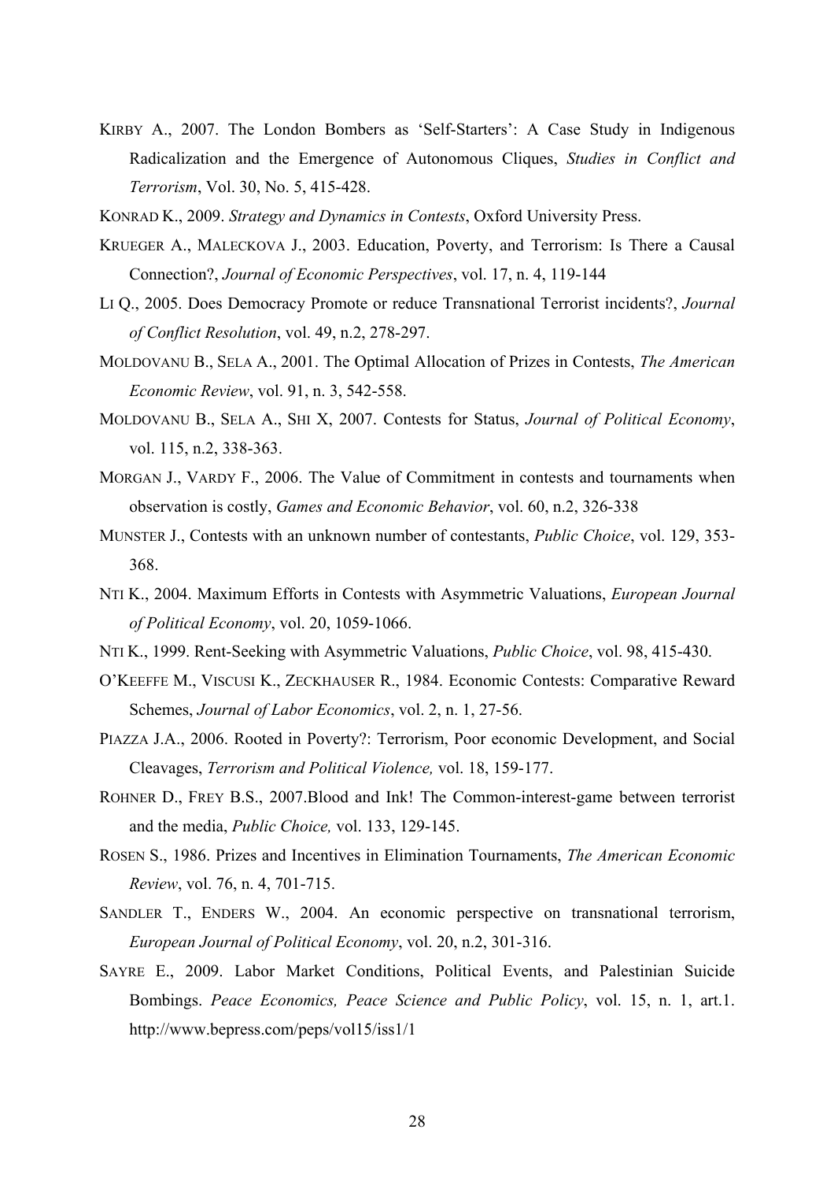KIRBY A., 2007. The London Bombers as 'Self-Starters': A Case Study in Indigenous Radicalization and the Emergence of Autonomous Cliques, *Studies in Conflict and Terrorism*, Vol. 30, No. 5, 415-428.

KONRAD K., 2009. *Strategy and Dynamics in Contests*, Oxford University Press.

KRUEGER A., MALECKOVA J., 2003. Education, Poverty, and Terrorism: Is There a Causal Connection?, *Journal of Economic Perspectives*, vol. 17, n. 4, 119-144

LI Q., 2005. Does Democracy Promote or reduce Transnational Terrorist incidents?, *Journal of Conflict Resolution*, vol. 49, n.2, 278-297.

MOLDOVANU B., SELA A., 2001. The Optimal Allocation of Prizes in Contests, *The American Economic Review*, vol. 91, n. 3, 542-558.

MOLDOVANU B., SELA A., SHI X, 2007. Contests for Status, *Journal of Political Economy*, vol. 115, n.2, 338-363.

MORGAN J., VARDY F., 2006. The Value of Commitment in contests and tournaments when observation is costly, *Games and Economic Behavior*, vol. 60, n.2, 326-338

MUNSTER J., Contests with an unknown number of contestants, *Public Choice*, vol. 129, 353-368.

NTI K., 2004. Maximum Efforts in Contests with Asymmetric Valuations, *European Journal of Political Economy*, vol. 20, 1059-1066.

NTI K., 1999. Rent-Seeking with Asymmetric Valuations, *Public Choice*, vol. 98, 415-430.

O'KEEFFE M., VISCUSI K., ZECKHAUSER R., 1984. Economic Contests: Comparative Reward Schemes, *Journal of Labor Economics*, vol. 2, n. 1, 27-56.

PIAZZA J.A., 2006. Rooted in Poverty?: Terrorism, Poor economic Development, and Social Cleavages, *Terrorism and Political Violence,* vol. 18, 159-177.

ROHNER D., FREY B.S., 2007.Blood and Ink! The Common-interest-game between terrorist and the media, *Public Choice,* vol. 133, 129-145.

ROSEN S., 1986. Prizes and Incentives in Elimination Tournaments, *The American Economic Review*, vol. 76, n. 4, 701-715.

SANDLER T., ENDERS W., 2004. An economic perspective on transnational terrorism, *European Journal of Political Economy*, vol. 20, n.2, 301-316.

SAYRE E., 2009. Labor Market Conditions, Political Events, and Palestinian Suicide Bombings. *Peace Economics, Peace Science and Public Policy*, vol. 15, n. 1, art.1. http://www.bepress.com/peps/vol15/iss1/1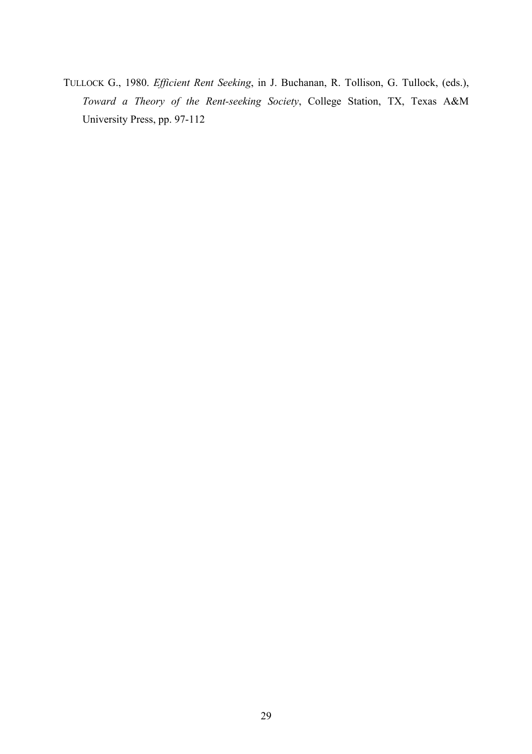TULLOCK G., 1980. *Efficient Rent Seeking*, in J. Buchanan, R. Tollison, G. Tullock, (eds.), *Toward a Theory of the Rent-seeking Society*, College Station, TX, Texas A&M University Press, pp. 97-112